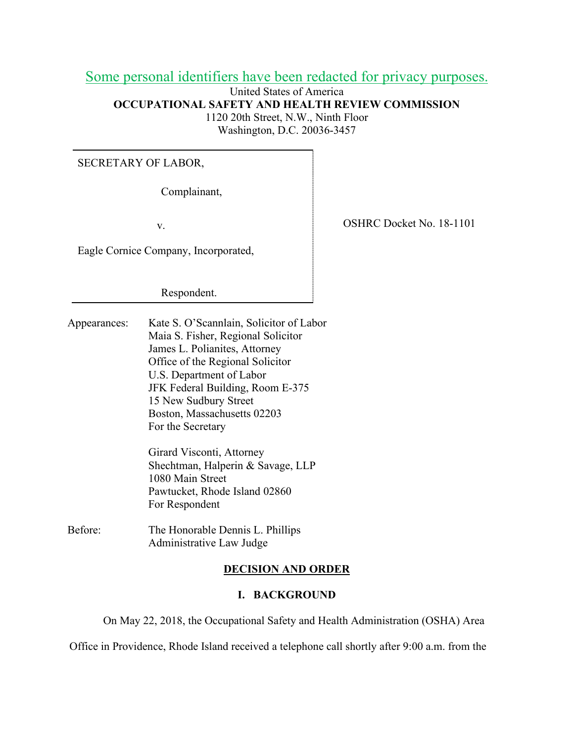Some personal identifiers have been redacted for privacy purposes.

United States of America
**OCCUPATIONAL SAFETY AND HEALTH REVIEW COMMISSION**
1120 20th Street, N.W., Ninth Floor
Washington, D.C. 20036-3457

| | |
|---|---|
| SECRETARY OF LABOR,<br><br>Complainant,<br><br>v.<br><br>Eagle Cornice Company, Incorporated,<br><br>Respondent. | OSHRC Docket No. 18-1101 |

Appearances: Kate S. O'Scannlain, Solicitor of Labor
Maia S. Fisher, Regional Solicitor
James L. Polianites, Attorney
Office of the Regional Solicitor
U.S. Department of Labor
JFK Federal Building, Room E-375
15 New Sudbury Street
Boston, Massachusetts 02203
For the Secretary

Girard Visconti, Attorney
Shechtman, Halperin & Savage, LLP
1080 Main Street
Pawtucket, Rhode Island 02860
For Respondent

Before: The Honorable Dennis L. Phillips
Administrative Law Judge

## DECISION AND ORDER

### I. BACKGROUND

On May 22, 2018, the Occupational Safety and Health Administration (OSHA) Area Office in Providence, Rhode Island received a telephone call shortly after 9:00 a.m. from the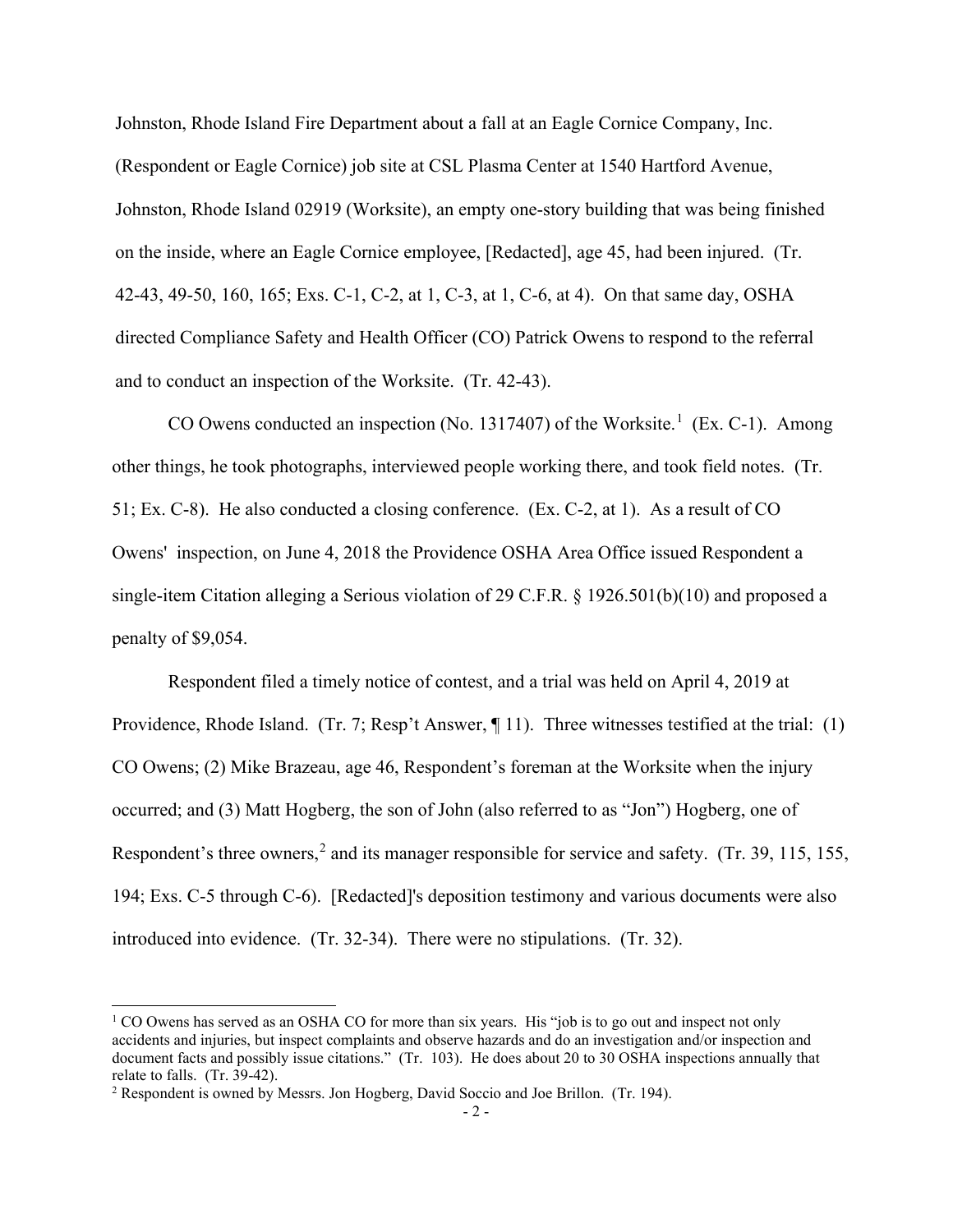Johnston, Rhode Island Fire Department about a fall at an Eagle Cornice Company, Inc. (Respondent or Eagle Cornice) job site at CSL Plasma Center at 1540 Hartford Avenue, Johnston, Rhode Island 02919 (Worksite), an empty one-story building that was being finished on the inside, where an Eagle Cornice employee, [Redacted], age 45, had been injured. (Tr. 42-43, 49-50, 160, 165; Exs. C-1, C-2, at 1, C-3, at 1, C-6, at 4). On that same day, OSHA directed Compliance Safety and Health Officer (CO) Patrick Owens to respond to the referral and to conduct an inspection of the Worksite. (Tr. 42-43).

CO Owens conducted an inspection (No. 1317407) of the Worksite.[1] (Ex. C-1). Among other things, he took photographs, interviewed people working there, and took field notes. (Tr. 51; Ex. C-8). He also conducted a closing conference. (Ex. C-2, at 1). As a result of CO Owens' inspection, on June 4, 2018 the Providence OSHA Area Office issued Respondent a single-item Citation alleging a Serious violation of 29 C.F.R. § 1926.501(b)(10) and proposed a penalty of $9,054.

Respondent filed a timely notice of contest, and a trial was held on April 4, 2019 at Providence, Rhode Island. (Tr. 7; Resp't Answer, ¶ 11). Three witnesses testified at the trial: (1) CO Owens; (2) Mike Brazeau, age 46, Respondent's foreman at the Worksite when the injury occurred; and (3) Matt Hogberg, the son of John (also referred to as "Jon") Hogberg, one of Respondent's three owners,[2] and its manager responsible for service and safety. (Tr. 39, 115, 155, 194; Exs. C-5 through C-6). [Redacted]'s deposition testimony and various documents were also introduced into evidence. (Tr. 32-34). There were no stipulations. (Tr. 32).

---

[1] CO Owens has served as an OSHA CO for more than six years. His "job is to go out and inspect not only accidents and injuries, but inspect complaints and observe hazards and do an investigation and/or inspection and document facts and possibly issue citations." (Tr. 103). He does about 20 to 30 OSHA inspections annually that relate to falls. (Tr. 39-42).

[2] Respondent is owned by Messrs. Jon Hogberg, David Soccio and Joe Brillon. (Tr. 194).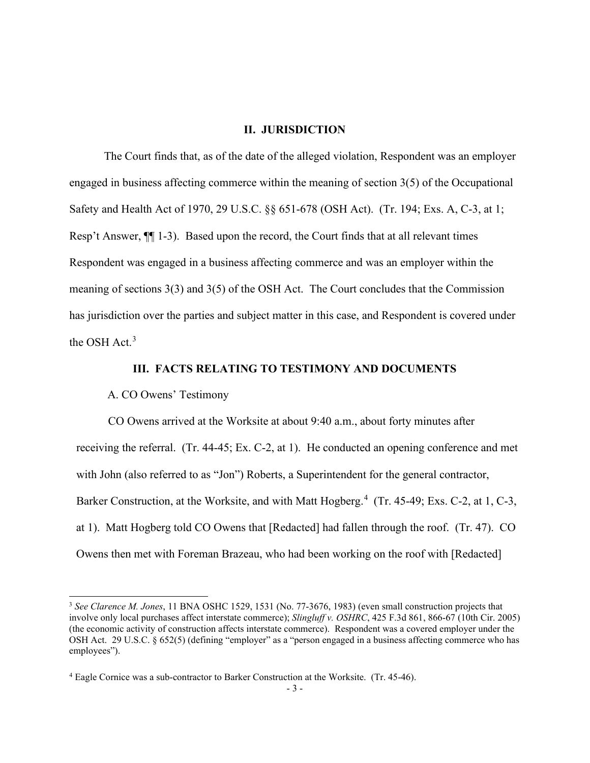## II. JURISDICTION

The Court finds that, as of the date of the alleged violation, Respondent was an employer engaged in business affecting commerce within the meaning of section 3(5) of the Occupational Safety and Health Act of 1970, 29 U.S.C. §§ 651-678 (OSH Act). (Tr. 194; Exs. A, C-3, at 1; Resp't Answer, ¶¶ 1-3). Based upon the record, the Court finds that at all relevant times Respondent was engaged in a business affecting commerce and was an employer within the meaning of sections 3(3) and 3(5) of the OSH Act. The Court concludes that the Commission has jurisdiction over the parties and subject matter in this case, and Respondent is covered under the OSH Act.[3]

## III. FACTS RELATING TO TESTIMONY AND DOCUMENTS

A. CO Owens' Testimony

CO Owens arrived at the Worksite at about 9:40 a.m., about forty minutes after receiving the referral. (Tr. 44-45; Ex. C-2, at 1). He conducted an opening conference and met with John (also referred to as "Jon") Roberts, a Superintendent for the general contractor, Barker Construction, at the Worksite, and with Matt Hogberg.[4] (Tr. 45-49; Exs. C-2, at 1, C-3, at 1). Matt Hogberg told CO Owens that [Redacted] had fallen through the roof. (Tr. 47). CO Owens then met with Foreman Brazeau, who had been working on the roof with [Redacted]

---

[3] *See Clarence M. Jones*, 11 BNA OSHC 1529, 1531 (No. 77-3676, 1983) (even small construction projects that involve only local purchases affect interstate commerce); *Slingluff v. OSHRC*, 425 F.3d 861, 866-67 (10th Cir. 2005) (the economic activity of construction affects interstate commerce). Respondent was a covered employer under the OSH Act. 29 U.S.C. § 652(5) (defining "employer" as a "person engaged in a business affecting commerce who has employees").

[4] Eagle Cornice was a sub-contractor to Barker Construction at the Worksite. (Tr. 45-46).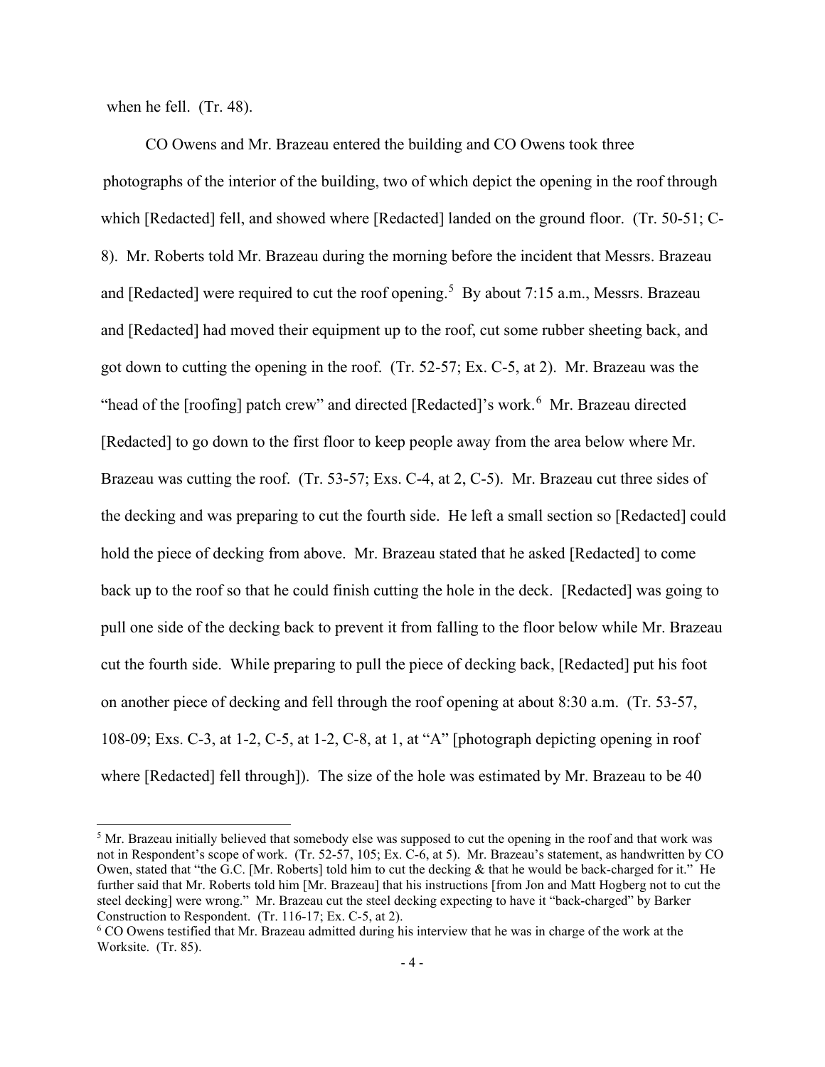when he fell. (Tr. 48).

CO Owens and Mr. Brazeau entered the building and CO Owens took three photographs of the interior of the building, two of which depict the opening in the roof through which [Redacted] fell, and showed where [Redacted] landed on the ground floor. (Tr. 50-51; C-8). Mr. Roberts told Mr. Brazeau during the morning before the incident that Messrs. Brazeau and [Redacted] were required to cut the roof opening.[5] By about 7:15 a.m., Messrs. Brazeau and [Redacted] had moved their equipment up to the roof, cut some rubber sheeting back, and got down to cutting the opening in the roof. (Tr. 52-57; Ex. C-5, at 2). Mr. Brazeau was the "head of the [roofing] patch crew" and directed [Redacted]'s work.[6] Mr. Brazeau directed [Redacted] to go down to the first floor to keep people away from the area below where Mr. Brazeau was cutting the roof. (Tr. 53-57; Exs. C-4, at 2, C-5). Mr. Brazeau cut three sides of the decking and was preparing to cut the fourth side. He left a small section so [Redacted] could hold the piece of decking from above. Mr. Brazeau stated that he asked [Redacted] to come back up to the roof so that he could finish cutting the hole in the deck. [Redacted] was going to pull one side of the decking back to prevent it from falling to the floor below while Mr. Brazeau cut the fourth side. While preparing to pull the piece of decking back, [Redacted] put his foot on another piece of decking and fell through the roof opening at about 8:30 a.m. (Tr. 53-57, 108-09; Exs. C-3, at 1-2, C-5, at 1-2, C-8, at 1, at "A" [photograph depicting opening in roof where [Redacted] fell through]). The size of the hole was estimated by Mr. Brazeau to be 40

---

[5] Mr. Brazeau initially believed that somebody else was supposed to cut the opening in the roof and that work was not in Respondent's scope of work. (Tr. 52-57, 105; Ex. C-6, at 5). Mr. Brazeau's statement, as handwritten by CO Owen, stated that "the G.C. [Mr. Roberts] told him to cut the decking & that he would be back-charged for it." He further said that Mr. Roberts told him [Mr. Brazeau] that his instructions [from Jon and Matt Hogberg not to cut the steel decking] were wrong." Mr. Brazeau cut the steel decking expecting to have it "back-charged" by Barker Construction to Respondent. (Tr. 116-17; Ex. C-5, at 2).

[6] CO Owens testified that Mr. Brazeau admitted during his interview that he was in charge of the work at the Worksite. (Tr. 85).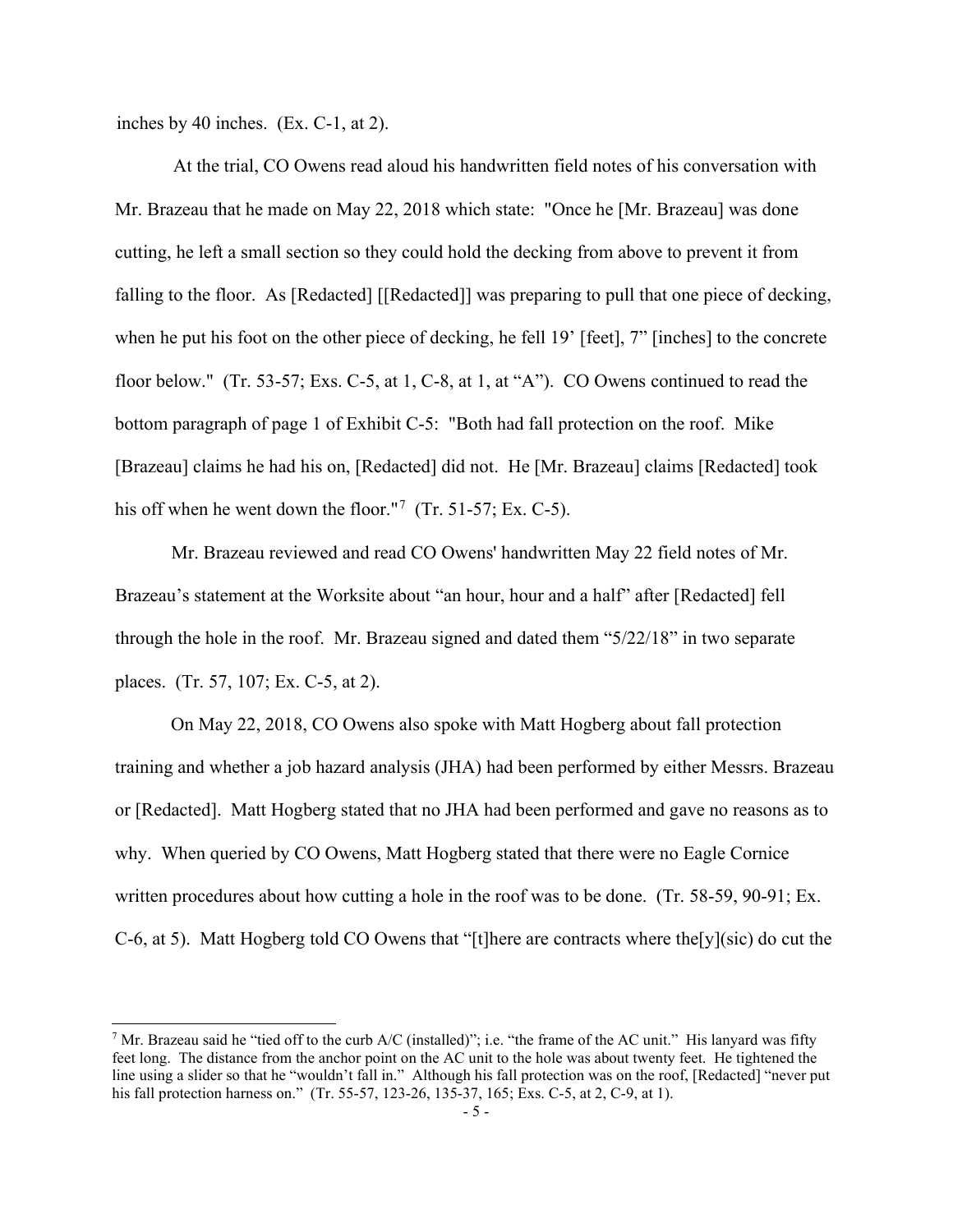inches by 40 inches. (Ex. C-1, at 2).

At the trial, CO Owens read aloud his handwritten field notes of his conversation with Mr. Brazeau that he made on May 22, 2018 which state: "Once he [Mr. Brazeau] was done cutting, he left a small section so they could hold the decking from above to prevent it from falling to the floor. As [Redacted] [[Redacted]] was preparing to pull that one piece of decking, when he put his foot on the other piece of decking, he fell 19' [feet], 7" [inches] to the concrete floor below." (Tr. 53-57; Exs. C-5, at 1, C-8, at 1, at "A"). CO Owens continued to read the bottom paragraph of page 1 of Exhibit C-5: "Both had fall protection on the roof. Mike [Brazeau] claims he had his on, [Redacted] did not. He [Mr. Brazeau] claims [Redacted] took his off when he went down the floor."[7] (Tr. 51-57; Ex. C-5).

Mr. Brazeau reviewed and read CO Owens' handwritten May 22 field notes of Mr. Brazeau's statement at the Worksite about "an hour, hour and a half" after [Redacted] fell through the hole in the roof. Mr. Brazeau signed and dated them "5/22/18" in two separate places. (Tr. 57, 107; Ex. C-5, at 2).

On May 22, 2018, CO Owens also spoke with Matt Hogberg about fall protection training and whether a job hazard analysis (JHA) had been performed by either Messrs. Brazeau or [Redacted]. Matt Hogberg stated that no JHA had been performed and gave no reasons as to why. When queried by CO Owens, Matt Hogberg stated that there were no Eagle Cornice written procedures about how cutting a hole in the roof was to be done. (Tr. 58-59, 90-91; Ex. C-6, at 5). Matt Hogberg told CO Owens that "[t]here are contracts where the[y](sic) do cut the

---

[7] Mr. Brazeau said he "tied off to the curb A/C (installed)"; i.e. "the frame of the AC unit." His lanyard was fifty feet long. The distance from the anchor point on the AC unit to the hole was about twenty feet. He tightened the line using a slider so that he "wouldn't fall in." Although his fall protection was on the roof, [Redacted] "never put his fall protection harness on." (Tr. 55-57, 123-26, 135-37, 165; Exs. C-5, at 2, C-9, at 1).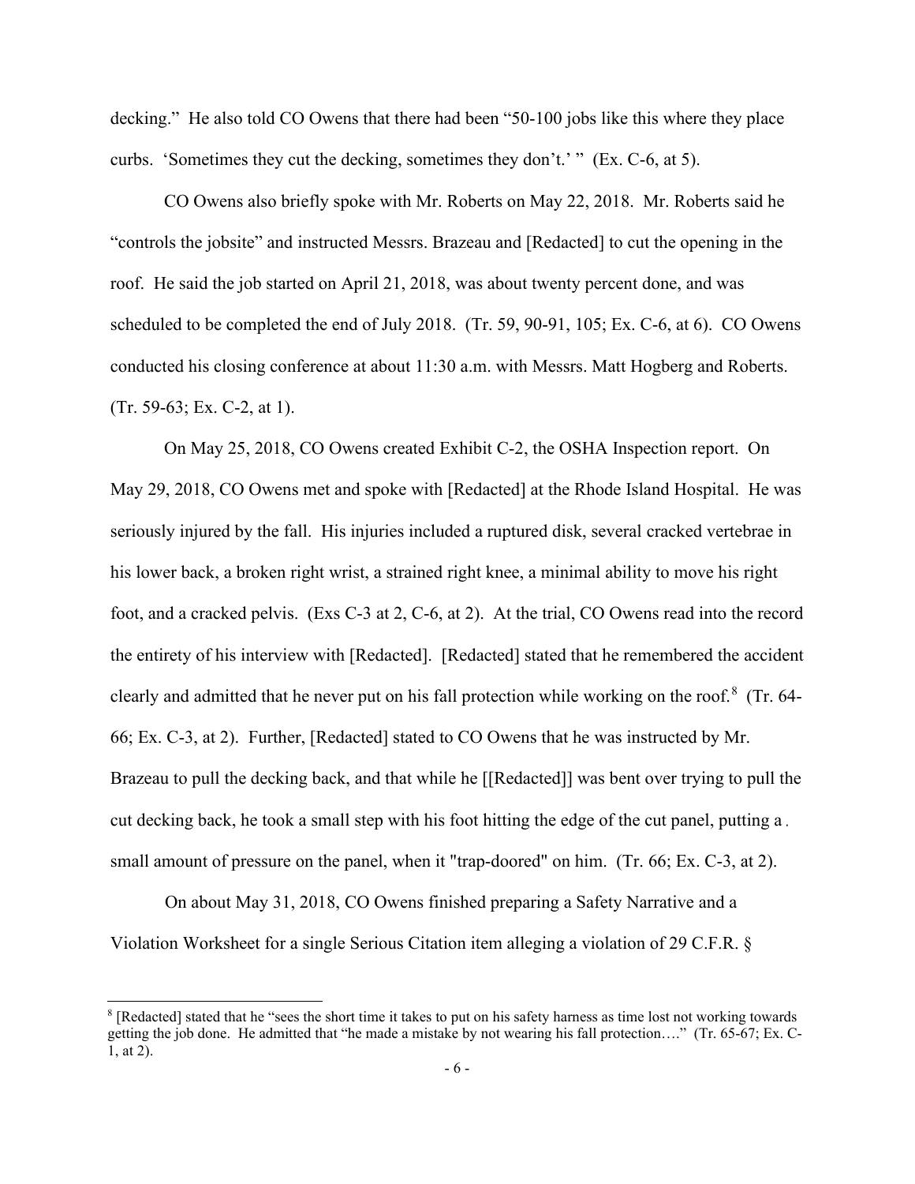decking." He also told CO Owens that there had been "50-100 jobs like this where they place curbs. 'Sometimes they cut the decking, sometimes they don't.' " (Ex. C-6, at 5).

CO Owens also briefly spoke with Mr. Roberts on May 22, 2018. Mr. Roberts said he "controls the jobsite" and instructed Messrs. Brazeau and [Redacted] to cut the opening in the roof. He said the job started on April 21, 2018, was about twenty percent done, and was scheduled to be completed the end of July 2018. (Tr. 59, 90-91, 105; Ex. C-6, at 6). CO Owens conducted his closing conference at about 11:30 a.m. with Messrs. Matt Hogberg and Roberts. (Tr. 59-63; Ex. C-2, at 1).

On May 25, 2018, CO Owens created Exhibit C-2, the OSHA Inspection report. On May 29, 2018, CO Owens met and spoke with [Redacted] at the Rhode Island Hospital. He was seriously injured by the fall. His injuries included a ruptured disk, several cracked vertebrae in his lower back, a broken right wrist, a strained right knee, a minimal ability to move his right foot, and a cracked pelvis. (Exs C-3 at 2, C-6, at 2). At the trial, CO Owens read into the record the entirety of his interview with [Redacted]. [Redacted] stated that he remembered the accident clearly and admitted that he never put on his fall protection while working on the roof.[8] (Tr. 64-66; Ex. C-3, at 2). Further, [Redacted] stated to CO Owens that he was instructed by Mr. Brazeau to pull the decking back, and that while he [[Redacted]] was bent over trying to pull the cut decking back, he took a small step with his foot hitting the edge of the cut panel, putting a small amount of pressure on the panel, when it "trap-doored" on him. (Tr. 66; Ex. C-3, at 2).

On about May 31, 2018, CO Owens finished preparing a Safety Narrative and a Violation Worksheet for a single Serious Citation item alleging a violation of 29 C.F.R. §

---

[8] [Redacted] stated that he "sees the short time it takes to put on his safety harness as time lost not working towards getting the job done. He admitted that "he made a mistake by not wearing his fall protection…." (Tr. 65-67; Ex. C-1, at 2).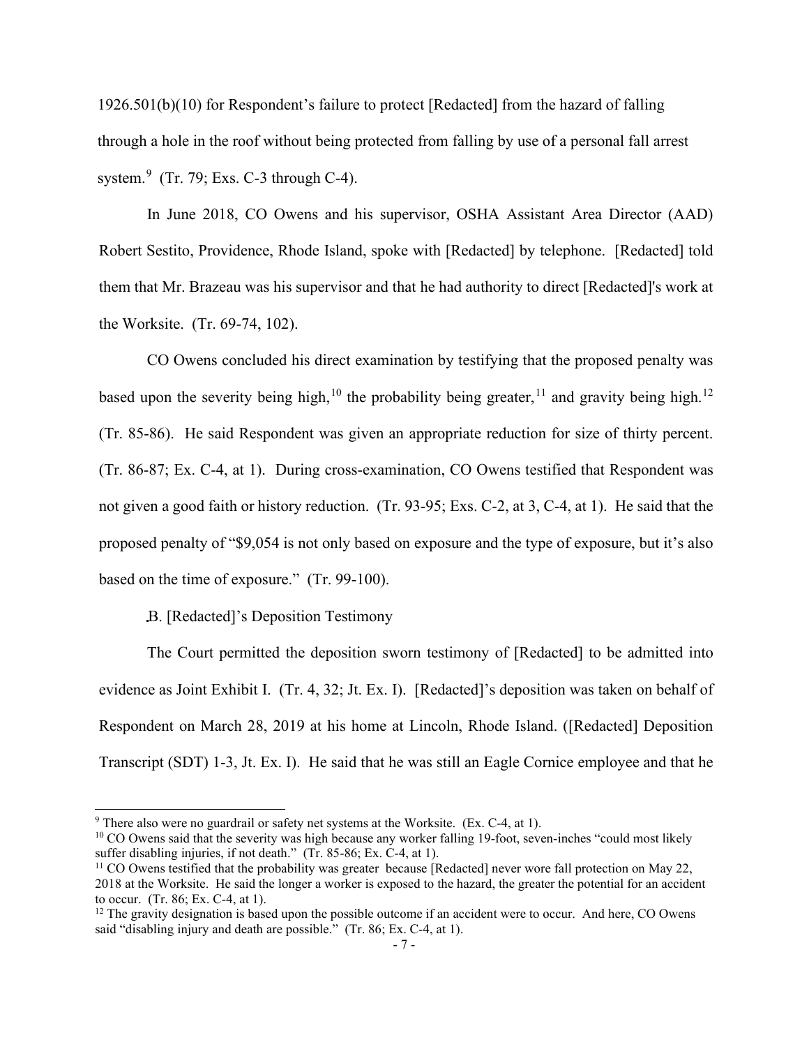1926.501(b)(10) for Respondent's failure to protect [Redacted] from the hazard of falling through a hole in the roof without being protected from falling by use of a personal fall arrest system.[9] (Tr. 79; Exs. C-3 through C-4).

In June 2018, CO Owens and his supervisor, OSHA Assistant Area Director (AAD) Robert Sestito, Providence, Rhode Island, spoke with [Redacted] by telephone. [Redacted] told them that Mr. Brazeau was his supervisor and that he had authority to direct [Redacted]'s work at the Worksite. (Tr. 69-74, 102).

CO Owens concluded his direct examination by testifying that the proposed penalty was based upon the severity being high,[10] the probability being greater,[11] and gravity being high.[12] (Tr. 85-86). He said Respondent was given an appropriate reduction for size of thirty percent. (Tr. 86-87; Ex. C-4, at 1). During cross-examination, CO Owens testified that Respondent was not given a good faith or history reduction. (Tr. 93-95; Exs. C-2, at 3, C-4, at 1). He said that the proposed penalty of "$9,054 is not only based on exposure and the type of exposure, but it's also based on the time of exposure." (Tr. 99-100).

B. [Redacted]'s Deposition Testimony

The Court permitted the deposition sworn testimony of [Redacted] to be admitted into evidence as Joint Exhibit I. (Tr. 4, 32; Jt. Ex. I). [Redacted]'s deposition was taken on behalf of Respondent on March 28, 2019 at his home at Lincoln, Rhode Island. ([Redacted] Deposition Transcript (SDT) 1-3, Jt. Ex. I). He said that he was still an Eagle Cornice employee and that he

---

[9] There also were no guardrail or safety net systems at the Worksite. (Ex. C-4, at 1).

[10] CO Owens said that the severity was high because any worker falling 19-foot, seven-inches "could most likely suffer disabling injuries, if not death." (Tr. 85-86; Ex. C-4, at 1).

[11] CO Owens testified that the probability was greater because [Redacted] never wore fall protection on May 22, 2018 at the Worksite. He said the longer a worker is exposed to the hazard, the greater the potential for an accident to occur. (Tr. 86; Ex. C-4, at 1).

[12] The gravity designation is based upon the possible outcome if an accident were to occur. And here, CO Owens said "disabling injury and death are possible." (Tr. 86; Ex. C-4, at 1).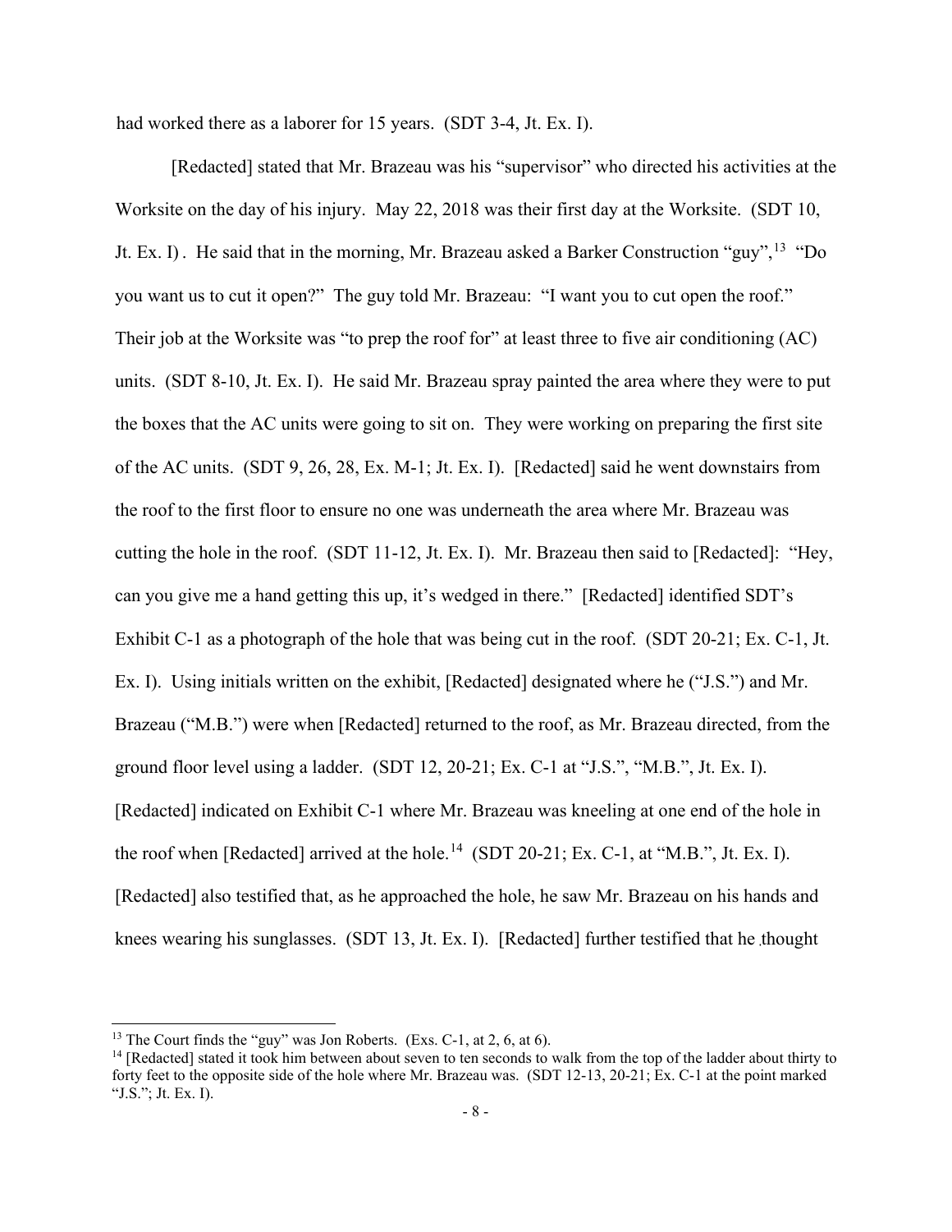had worked there as a laborer for 15 years. (SDT 3-4, Jt. Ex. I).

[Redacted] stated that Mr. Brazeau was his "supervisor" who directed his activities at the Worksite on the day of his injury. May 22, 2018 was their first day at the Worksite. (SDT 10, Jt. Ex. I). He said that in the morning, Mr. Brazeau asked a Barker Construction "guy",[13] "Do you want us to cut it open?" The guy told Mr. Brazeau: "I want you to cut open the roof." Their job at the Worksite was "to prep the roof for" at least three to five air conditioning (AC) units. (SDT 8-10, Jt. Ex. I). He said Mr. Brazeau spray painted the area where they were to put the boxes that the AC units were going to sit on. They were working on preparing the first site of the AC units. (SDT 9, 26, 28, Ex. M-1; Jt. Ex. I). [Redacted] said he went downstairs from the roof to the first floor to ensure no one was underneath the area where Mr. Brazeau was cutting the hole in the roof. (SDT 11-12, Jt. Ex. I). Mr. Brazeau then said to [Redacted]: "Hey, can you give me a hand getting this up, it's wedged in there." [Redacted] identified SDT's Exhibit C-1 as a photograph of the hole that was being cut in the roof. (SDT 20-21; Ex. C-1, Jt. Ex. I). Using initials written on the exhibit, [Redacted] designated where he ("J.S.") and Mr. Brazeau ("M.B.") were when [Redacted] returned to the roof, as Mr. Brazeau directed, from the ground floor level using a ladder. (SDT 12, 20-21; Ex. C-1 at "J.S.", "M.B.", Jt. Ex. I). [Redacted] indicated on Exhibit C-1 where Mr. Brazeau was kneeling at one end of the hole in the roof when [Redacted] arrived at the hole.[14] (SDT 20-21; Ex. C-1, at "M.B.", Jt. Ex. I). [Redacted] also testified that, as he approached the hole, he saw Mr. Brazeau on his hands and knees wearing his sunglasses. (SDT 13, Jt. Ex. I). [Redacted] further testified that he thought

---

[13] The Court finds the "guy" was Jon Roberts. (Exs. C-1, at 2, 6, at 6).

[14] [Redacted] stated it took him between about seven to ten seconds to walk from the top of the ladder about thirty to forty feet to the opposite side of the hole where Mr. Brazeau was. (SDT 12-13, 20-21; Ex. C-1 at the point marked "J.S."; Jt. Ex. I).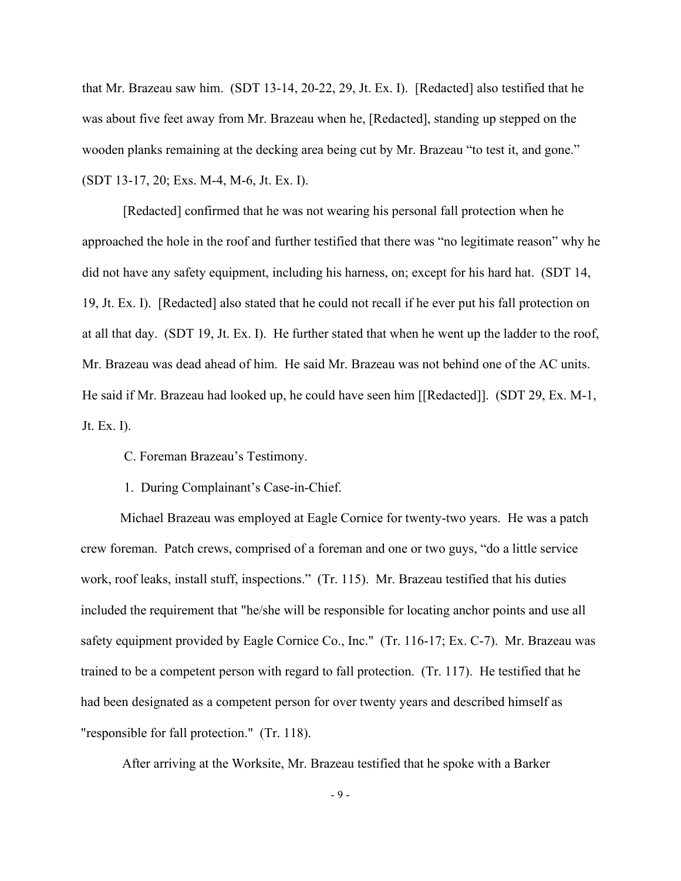that Mr. Brazeau saw him. (SDT 13-14, 20-22, 29, Jt. Ex. I). [Redacted] also testified that he was about five feet away from Mr. Brazeau when he, [Redacted], standing up stepped on the wooden planks remaining at the decking area being cut by Mr. Brazeau "to test it, and gone." (SDT 13-17, 20; Exs. M-4, M-6, Jt. Ex. I).

[Redacted] confirmed that he was not wearing his personal fall protection when he approached the hole in the roof and further testified that there was "no legitimate reason" why he did not have any safety equipment, including his harness, on; except for his hard hat. (SDT 14, 19, Jt. Ex. I). [Redacted] also stated that he could not recall if he ever put his fall protection on at all that day. (SDT 19, Jt. Ex. I). He further stated that when he went up the ladder to the roof, Mr. Brazeau was dead ahead of him. He said Mr. Brazeau was not behind one of the AC units. He said if Mr. Brazeau had looked up, he could have seen him [[Redacted]]. (SDT 29, Ex. M-1, Jt. Ex. I).

C. Foreman Brazeau's Testimony.

1. During Complainant's Case-in-Chief.

Michael Brazeau was employed at Eagle Cornice for twenty-two years. He was a patch crew foreman. Patch crews, comprised of a foreman and one or two guys, "do a little service work, roof leaks, install stuff, inspections." (Tr. 115). Mr. Brazeau testified that his duties included the requirement that "he/she will be responsible for locating anchor points and use all safety equipment provided by Eagle Cornice Co., Inc." (Tr. 116-17; Ex. C-7). Mr. Brazeau was trained to be a competent person with regard to fall protection. (Tr. 117). He testified that he had been designated as a competent person for over twenty years and described himself as "responsible for fall protection." (Tr. 118).

After arriving at the Worksite, Mr. Brazeau testified that he spoke with a Barker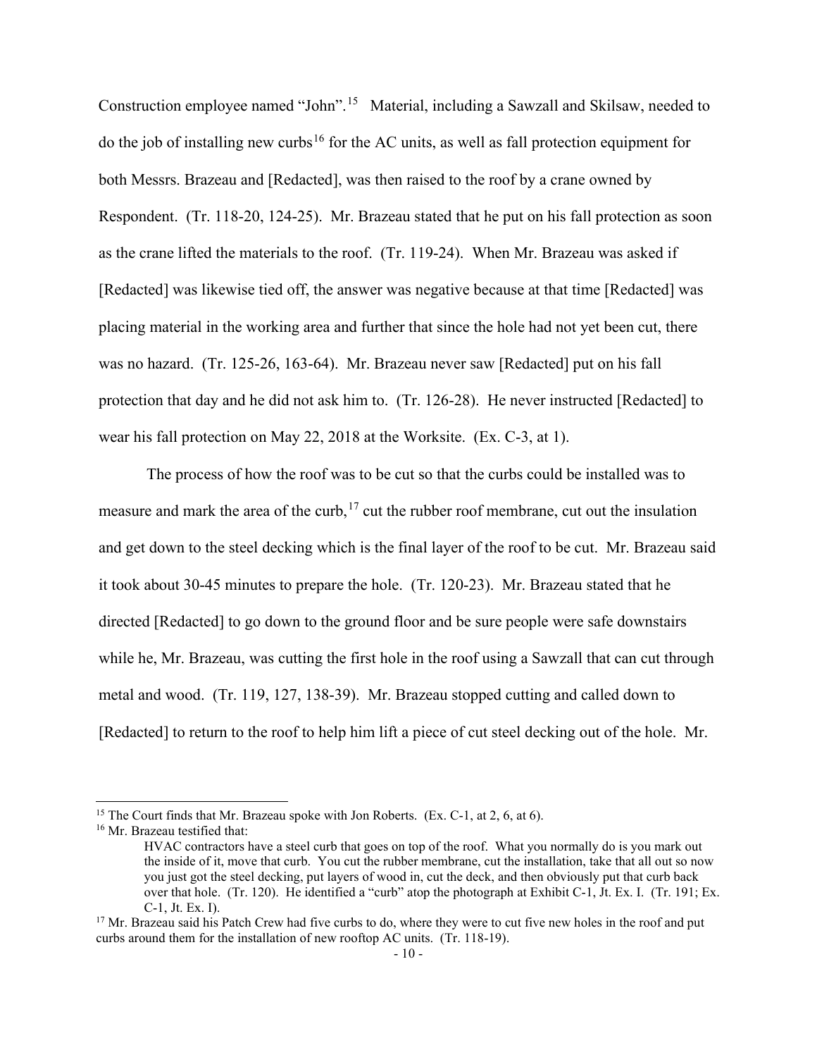Construction employee named "John".[15] Material, including a Sawzall and Skilsaw, needed to do the job of installing new curbs[16] for the AC units, as well as fall protection equipment for both Messrs. Brazeau and [Redacted], was then raised to the roof by a crane owned by Respondent. (Tr. 118-20, 124-25). Mr. Brazeau stated that he put on his fall protection as soon as the crane lifted the materials to the roof. (Tr. 119-24). When Mr. Brazeau was asked if [Redacted] was likewise tied off, the answer was negative because at that time [Redacted] was placing material in the working area and further that since the hole had not yet been cut, there was no hazard. (Tr. 125-26, 163-64). Mr. Brazeau never saw [Redacted] put on his fall protection that day and he did not ask him to. (Tr. 126-28). He never instructed [Redacted] to wear his fall protection on May 22, 2018 at the Worksite. (Ex. C-3, at 1).

The process of how the roof was to be cut so that the curbs could be installed was to measure and mark the area of the curb,[17] cut the rubber roof membrane, cut out the insulation and get down to the steel decking which is the final layer of the roof to be cut. Mr. Brazeau said it took about 30-45 minutes to prepare the hole. (Tr. 120-23). Mr. Brazeau stated that he directed [Redacted] to go down to the ground floor and be sure people were safe downstairs while he, Mr. Brazeau, was cutting the first hole in the roof using a Sawzall that can cut through metal and wood. (Tr. 119, 127, 138-39). Mr. Brazeau stopped cutting and called down to [Redacted] to return to the roof to help him lift a piece of cut steel decking out of the hole. Mr.

---

[15] The Court finds that Mr. Brazeau spoke with Jon Roberts. (Ex. C-1, at 2, 6, at 6).

[16] Mr. Brazeau testified that:

> HVAC contractors have a steel curb that goes on top of the roof. What you normally do is you mark out the inside of it, move that curb. You cut the rubber membrane, cut the installation, take that all out so now you just got the steel decking, put layers of wood in, cut the deck, and then obviously put that curb back over that hole. (Tr. 120). He identified a "curb" atop the photograph at Exhibit C-1, Jt. Ex. I. (Tr. 191; Ex. C-1, Jt. Ex. I).

[17] Mr. Brazeau said his Patch Crew had five curbs to do, where they were to cut five new holes in the roof and put curbs around them for the installation of new rooftop AC units. (Tr. 118-19).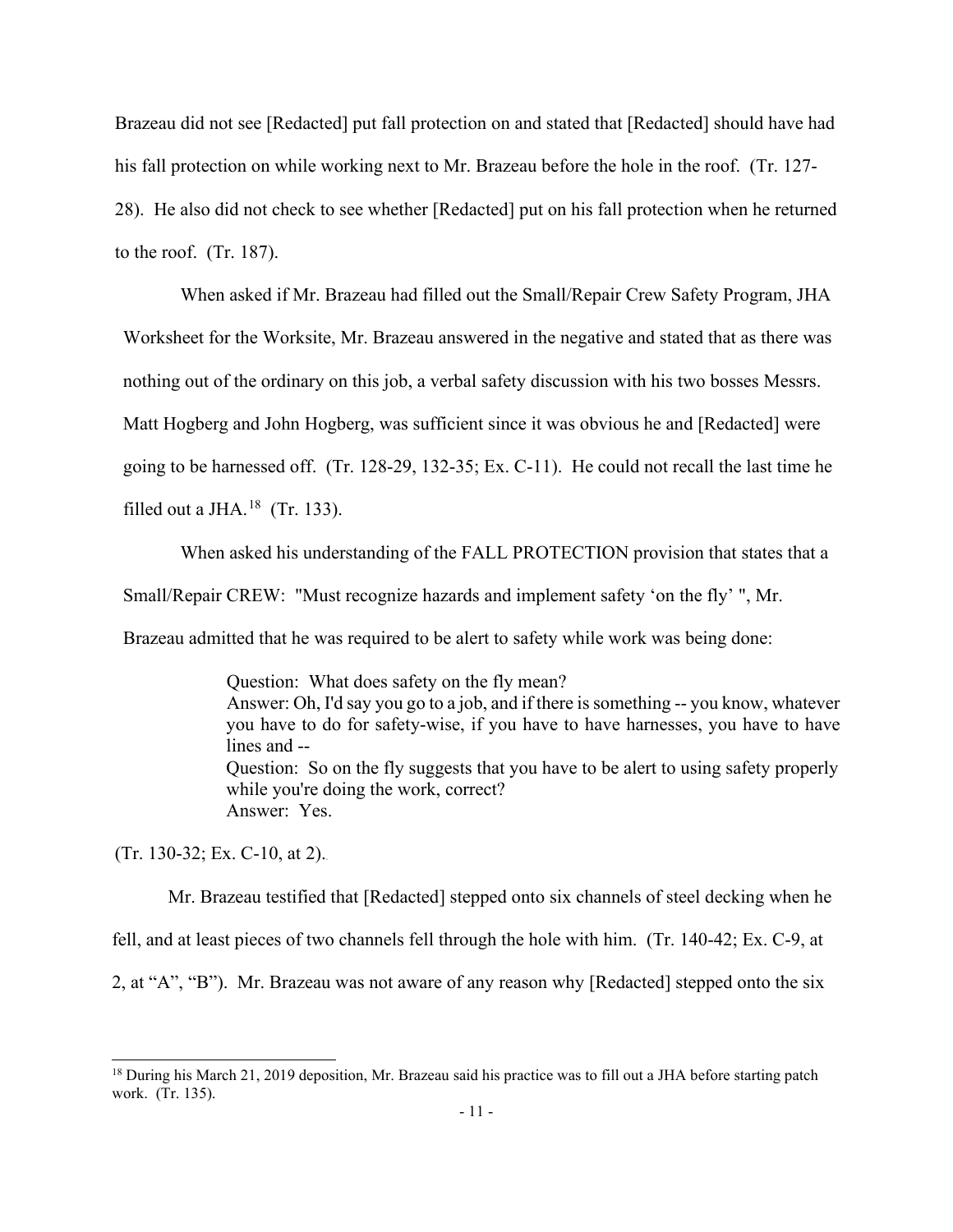Brazeau did not see [Redacted] put fall protection on and stated that [Redacted] should have had his fall protection on while working next to Mr. Brazeau before the hole in the roof. (Tr. 127-28). He also did not check to see whether [Redacted] put on his fall protection when he returned to the roof. (Tr. 187).

When asked if Mr. Brazeau had filled out the Small/Repair Crew Safety Program, JHA Worksheet for the Worksite, Mr. Brazeau answered in the negative and stated that as there was nothing out of the ordinary on this job, a verbal safety discussion with his two bosses Messrs. Matt Hogberg and John Hogberg, was sufficient since it was obvious he and [Redacted] were going to be harnessed off. (Tr. 128-29, 132-35; Ex. C-11). He could not recall the last time he filled out a JHA.[18] (Tr. 133).

When asked his understanding of the FALL PROTECTION provision that states that a Small/Repair CREW: "Must recognize hazards and implement safety 'on the fly' ", Mr. Brazeau admitted that he was required to be alert to safety while work was being done:

> Question: What does safety on the fly mean?
> Answer: Oh, I'd say you go to a job, and if there is something -- you know, whatever you have to do for safety-wise, if you have to have harnesses, you have to have lines and --
> Question: So on the fly suggests that you have to be alert to using safety properly while you're doing the work, correct?
> Answer: Yes.

(Tr. 130-32; Ex. C-10, at 2).

Mr. Brazeau testified that [Redacted] stepped onto six channels of steel decking when he fell, and at least pieces of two channels fell through the hole with him. (Tr. 140-42; Ex. C-9, at 2, at "A", "B"). Mr. Brazeau was not aware of any reason why [Redacted] stepped onto the six

[18] During his March 21, 2019 deposition, Mr. Brazeau said his practice was to fill out a JHA before starting patch work. (Tr. 135).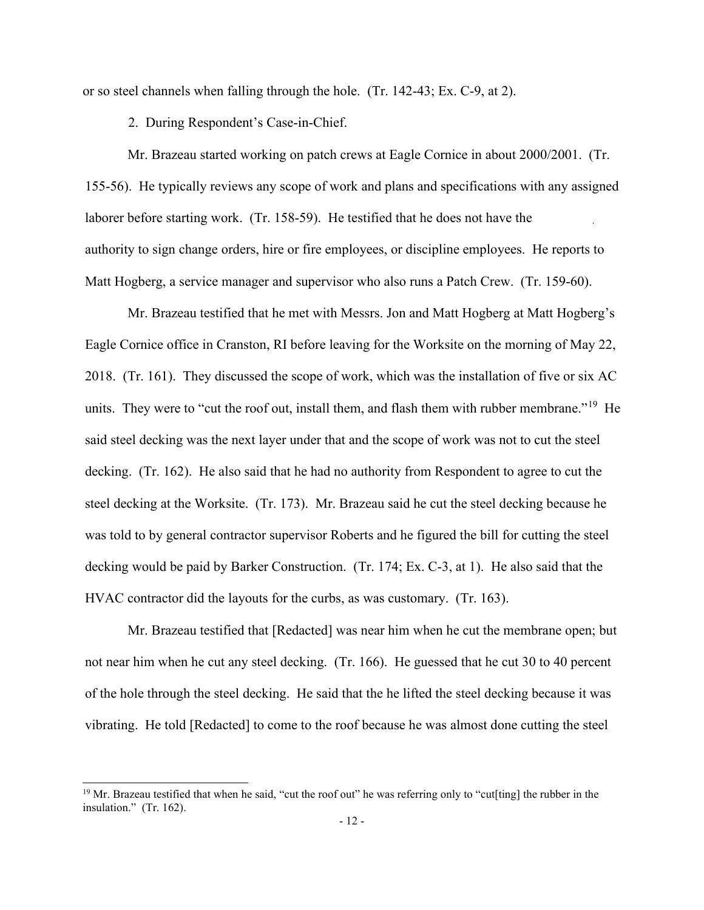or so steel channels when falling through the hole. (Tr. 142-43; Ex. C-9, at 2).

2. During Respondent's Case-in-Chief.

Mr. Brazeau started working on patch crews at Eagle Cornice in about 2000/2001. (Tr. 155-56). He typically reviews any scope of work and plans and specifications with any assigned laborer before starting work. (Tr. 158-59). He testified that he does not have the authority to sign change orders, hire or fire employees, or discipline employees. He reports to Matt Hogberg, a service manager and supervisor who also runs a Patch Crew. (Tr. 159-60).

Mr. Brazeau testified that he met with Messrs. Jon and Matt Hogberg at Matt Hogberg's Eagle Cornice office in Cranston, RI before leaving for the Worksite on the morning of May 22, 2018. (Tr. 161). They discussed the scope of work, which was the installation of five or six AC units. They were to "cut the roof out, install them, and flash them with rubber membrane."[19] He said steel decking was the next layer under that and the scope of work was not to cut the steel decking. (Tr. 162). He also said that he had no authority from Respondent to agree to cut the steel decking at the Worksite. (Tr. 173). Mr. Brazeau said he cut the steel decking because he was told to by general contractor supervisor Roberts and he figured the bill for cutting the steel decking would be paid by Barker Construction. (Tr. 174; Ex. C-3, at 1). He also said that the HVAC contractor did the layouts for the curbs, as was customary. (Tr. 163).

Mr. Brazeau testified that [Redacted] was near him when he cut the membrane open; but not near him when he cut any steel decking. (Tr. 166). He guessed that he cut 30 to 40 percent of the hole through the steel decking. He said that the he lifted the steel decking because it was vibrating. He told [Redacted] to come to the roof because he was almost done cutting the steel

[19] Mr. Brazeau testified that when he said, "cut the roof out" he was referring only to "cut[ting] the rubber in the insulation." (Tr. 162).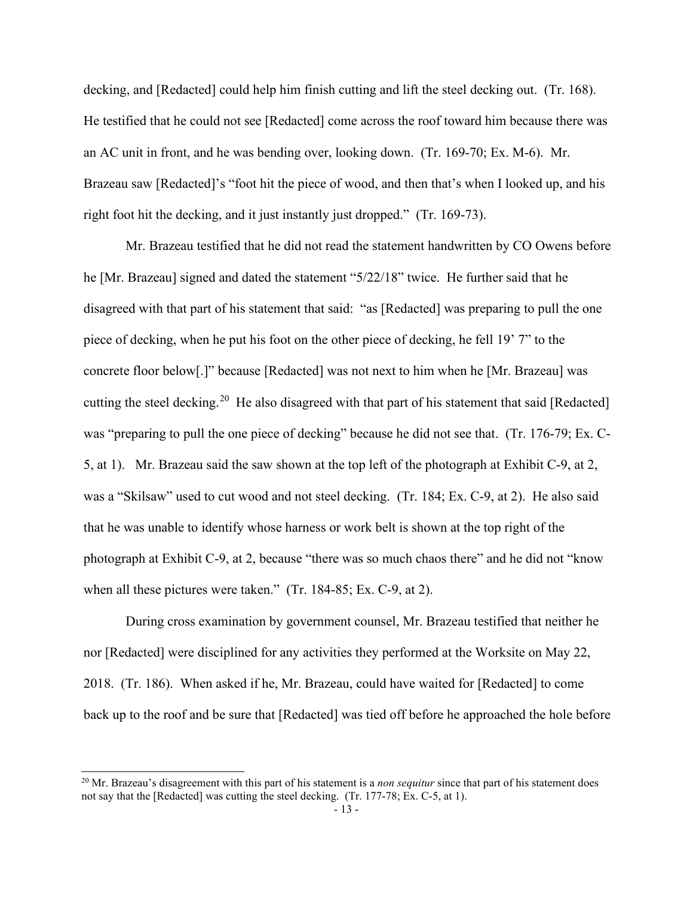decking, and [Redacted] could help him finish cutting and lift the steel decking out. (Tr. 168). He testified that he could not see [Redacted] come across the roof toward him because there was an AC unit in front, and he was bending over, looking down. (Tr. 169-70; Ex. M-6). Mr. Brazeau saw [Redacted]'s "foot hit the piece of wood, and then that's when I looked up, and his right foot hit the decking, and it just instantly just dropped." (Tr. 169-73).

Mr. Brazeau testified that he did not read the statement handwritten by CO Owens before he [Mr. Brazeau] signed and dated the statement "5/22/18" twice. He further said that he disagreed with that part of his statement that said: "as [Redacted] was preparing to pull the one piece of decking, when he put his foot on the other piece of decking, he fell 19' 7" to the concrete floor below[.]" because [Redacted] was not next to him when he [Mr. Brazeau] was cutting the steel decking.[20] He also disagreed with that part of his statement that said [Redacted] was "preparing to pull the one piece of decking" because he did not see that. (Tr. 176-79; Ex. C-5, at 1). Mr. Brazeau said the saw shown at the top left of the photograph at Exhibit C-9, at 2, was a "Skilsaw" used to cut wood and not steel decking. (Tr. 184; Ex. C-9, at 2). He also said that he was unable to identify whose harness or work belt is shown at the top right of the photograph at Exhibit C-9, at 2, because "there was so much chaos there" and he did not "know when all these pictures were taken." (Tr. 184-85; Ex. C-9, at 2).

During cross examination by government counsel, Mr. Brazeau testified that neither he nor [Redacted] were disciplined for any activities they performed at the Worksite on May 22, 2018. (Tr. 186). When asked if he, Mr. Brazeau, could have waited for [Redacted] to come back up to the roof and be sure that [Redacted] was tied off before he approached the hole before

[20] Mr. Brazeau's disagreement with this part of his statement is a *non sequitur* since that part of his statement does not say that the [Redacted] was cutting the steel decking. (Tr. 177-78; Ex. C-5, at 1).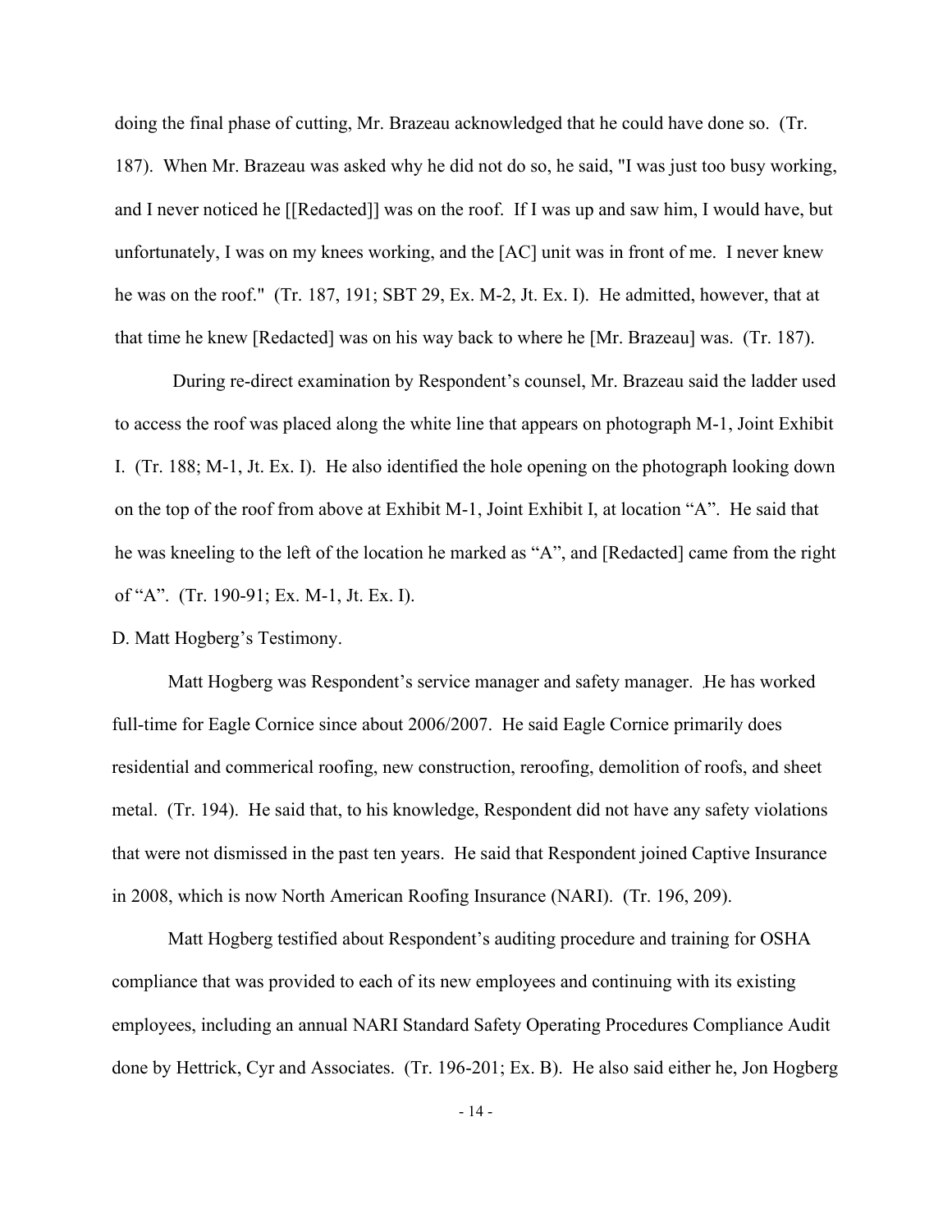doing the final phase of cutting, Mr. Brazeau acknowledged that he could have done so. (Tr. 187). When Mr. Brazeau was asked why he did not do so, he said, "I was just too busy working, and I never noticed he [[Redacted]] was on the roof. If I was up and saw him, I would have, but unfortunately, I was on my knees working, and the [AC] unit was in front of me. I never knew he was on the roof." (Tr. 187, 191; SBT 29, Ex. M-2, Jt. Ex. I). He admitted, however, that at that time he knew [Redacted] was on his way back to where he [Mr. Brazeau] was. (Tr. 187).

During re-direct examination by Respondent's counsel, Mr. Brazeau said the ladder used to access the roof was placed along the white line that appears on photograph M-1, Joint Exhibit I. (Tr. 188; M-1, Jt. Ex. I). He also identified the hole opening on the photograph looking down on the top of the roof from above at Exhibit M-1, Joint Exhibit I, at location "A". He said that he was kneeling to the left of the location he marked as "A", and [Redacted] came from the right of "A". (Tr. 190-91; Ex. M-1, Jt. Ex. I).

D. Matt Hogberg's Testimony.

Matt Hogberg was Respondent's service manager and safety manager. He has worked full-time for Eagle Cornice since about 2006/2007. He said Eagle Cornice primarily does residential and commerical roofing, new construction, reroofing, demolition of roofs, and sheet metal. (Tr. 194). He said that, to his knowledge, Respondent did not have any safety violations that were not dismissed in the past ten years. He said that Respondent joined Captive Insurance in 2008, which is now North American Roofing Insurance (NARI). (Tr. 196, 209).

Matt Hogberg testified about Respondent's auditing procedure and training for OSHA compliance that was provided to each of its new employees and continuing with its existing employees, including an annual NARI Standard Safety Operating Procedures Compliance Audit done by Hettrick, Cyr and Associates. (Tr. 196-201; Ex. B). He also said either he, Jon Hogberg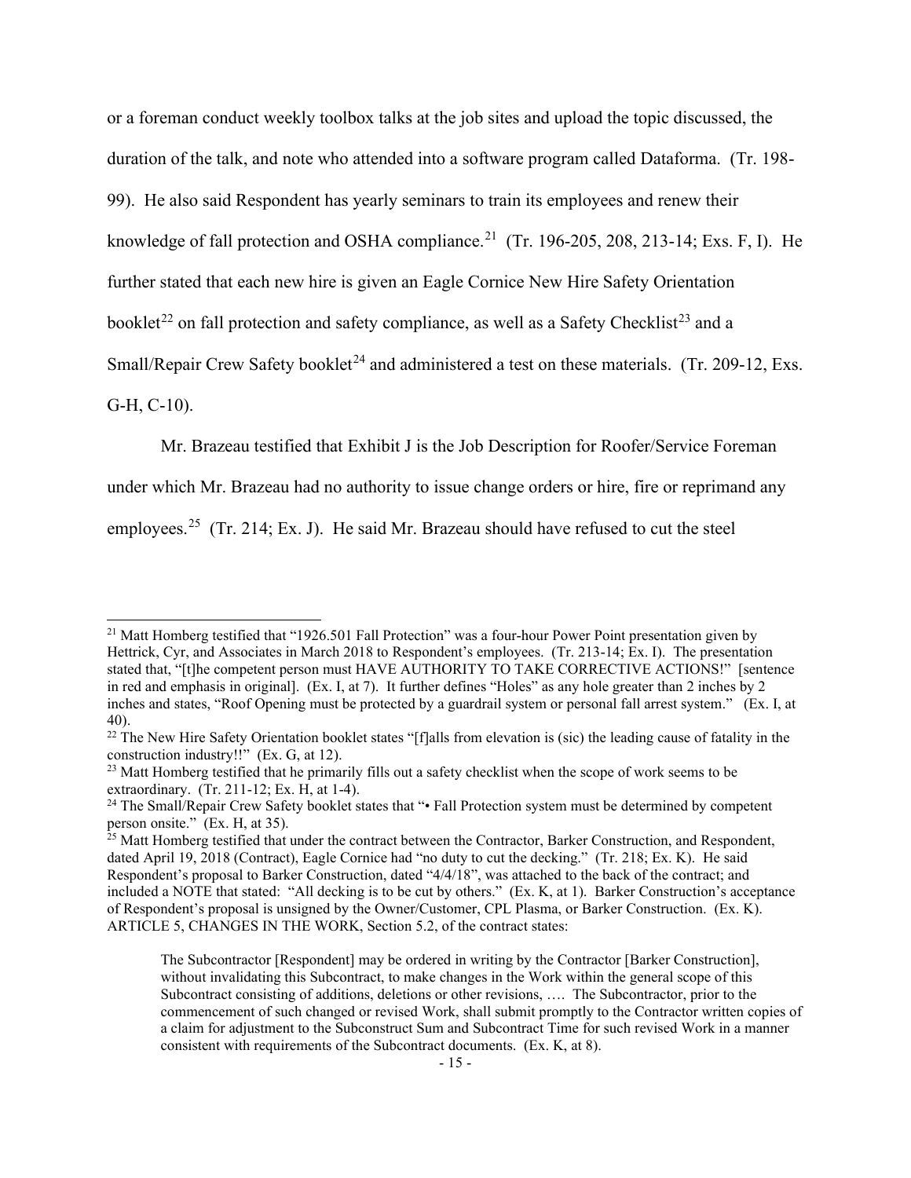or a foreman conduct weekly toolbox talks at the job sites and upload the topic discussed, the duration of the talk, and note who attended into a software program called Dataforma. (Tr. 198-99). He also said Respondent has yearly seminars to train its employees and renew their knowledge of fall protection and OSHA compliance.[21] (Tr. 196-205, 208, 213-14; Exs. F, I). He further stated that each new hire is given an Eagle Cornice New Hire Safety Orientation booklet[22] on fall protection and safety compliance, as well as a Safety Checklist[23] and a Small/Repair Crew Safety booklet[24] and administered a test on these materials. (Tr. 209-12, Exs. G-H, C-10).

Mr. Brazeau testified that Exhibit J is the Job Description for Roofer/Service Foreman under which Mr. Brazeau had no authority to issue change orders or hire, fire or reprimand any employees.[25] (Tr. 214; Ex. J). He said Mr. Brazeau should have refused to cut the steel

---

[21] Matt Homberg testified that "1926.501 Fall Protection" was a four-hour Power Point presentation given by Hettrick, Cyr, and Associates in March 2018 to Respondent's employees. (Tr. 213-14; Ex. I). The presentation stated that, "[t]he competent person must HAVE AUTHORITY TO TAKE CORRECTIVE ACTIONS!" [sentence in red and emphasis in original]. (Ex. I, at 7). It further defines "Holes" as any hole greater than 2 inches by 2 inches and states, "Roof Opening must be protected by a guardrail system or personal fall arrest system." (Ex. I, at 40).

[22] The New Hire Safety Orientation booklet states "[f]alls from elevation is (sic) the leading cause of fatality in the construction industry!!" (Ex. G, at 12).

[23] Matt Homberg testified that he primarily fills out a safety checklist when the scope of work seems to be extraordinary. (Tr. 211-12; Ex. H, at 1-4).

[24] The Small/Repair Crew Safety booklet states that "• Fall Protection system must be determined by competent person onsite." (Ex. H, at 35).

[25] Matt Homberg testified that under the contract between the Contractor, Barker Construction, and Respondent, dated April 19, 2018 (Contract), Eagle Cornice had "no duty to cut the decking." (Tr. 218; Ex. K). He said Respondent's proposal to Barker Construction, dated "4/4/18", was attached to the back of the contract; and included a NOTE that stated: "All decking is to be cut by others." (Ex. K, at 1). Barker Construction's acceptance of Respondent's proposal is unsigned by the Owner/Customer, CPL Plasma, or Barker Construction. (Ex. K). ARTICLE 5, CHANGES IN THE WORK, Section 5.2, of the contract states:

> The Subcontractor [Respondent] may be ordered in writing by the Contractor [Barker Construction], without invalidating this Subcontract, to make changes in the Work within the general scope of this Subcontract consisting of additions, deletions or other revisions, …. The Subcontractor, prior to the commencement of such changed or revised Work, shall submit promptly to the Contractor written copies of a claim for adjustment to the Subconstruct Sum and Subcontract Time for such revised Work in a manner consistent with requirements of the Subcontract documents. (Ex. K, at 8).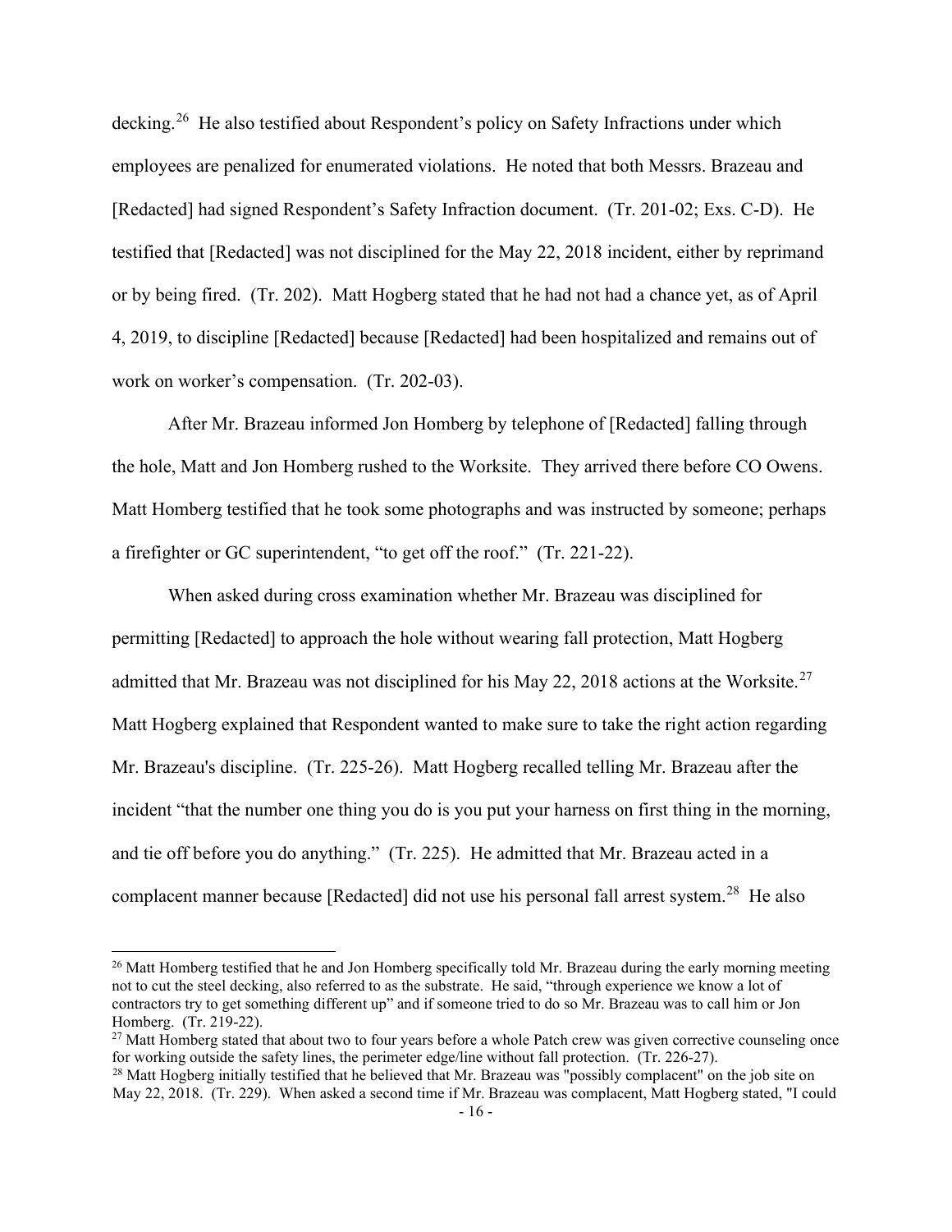decking.[26] He also testified about Respondent's policy on Safety Infractions under which employees are penalized for enumerated violations. He noted that both Messrs. Brazeau and [Redacted] had signed Respondent's Safety Infraction document. (Tr. 201-02; Exs. C-D). He testified that [Redacted] was not disciplined for the May 22, 2018 incident, either by reprimand or by being fired. (Tr. 202). Matt Hogberg stated that he had not had a chance yet, as of April 4, 2019, to discipline [Redacted] because [Redacted] had been hospitalized and remains out of work on worker's compensation. (Tr. 202-03).

After Mr. Brazeau informed Jon Homberg by telephone of [Redacted] falling through the hole, Matt and Jon Homberg rushed to the Worksite. They arrived there before CO Owens. Matt Homberg testified that he took some photographs and was instructed by someone; perhaps a firefighter or GC superintendent, "to get off the roof." (Tr. 221-22).

When asked during cross examination whether Mr. Brazeau was disciplined for permitting [Redacted] to approach the hole without wearing fall protection, Matt Hogberg admitted that Mr. Brazeau was not disciplined for his May 22, 2018 actions at the Worksite.[27] Matt Hogberg explained that Respondent wanted to make sure to take the right action regarding Mr. Brazeau's discipline. (Tr. 225-26). Matt Hogberg recalled telling Mr. Brazeau after the incident "that the number one thing you do is you put your harness on first thing in the morning, and tie off before you do anything." (Tr. 225). He admitted that Mr. Brazeau acted in a complacent manner because [Redacted] did not use his personal fall arrest system.[28] He also

---

[26] Matt Homberg testified that he and Jon Homberg specifically told Mr. Brazeau during the early morning meeting not to cut the steel decking, also referred to as the substrate. He said, "through experience we know a lot of contractors try to get something different up" and if someone tried to do so Mr. Brazeau was to call him or Jon Homberg. (Tr. 219-22).

[27] Matt Homberg stated that about two to four years before a whole Patch crew was given corrective counseling once for working outside the safety lines, the perimeter edge/line without fall protection. (Tr. 226-27).

[28] Matt Hogberg initially testified that he believed that Mr. Brazeau was "possibly complacent" on the job site on May 22, 2018. (Tr. 229). When asked a second time if Mr. Brazeau was complacent, Matt Hogberg stated, "I could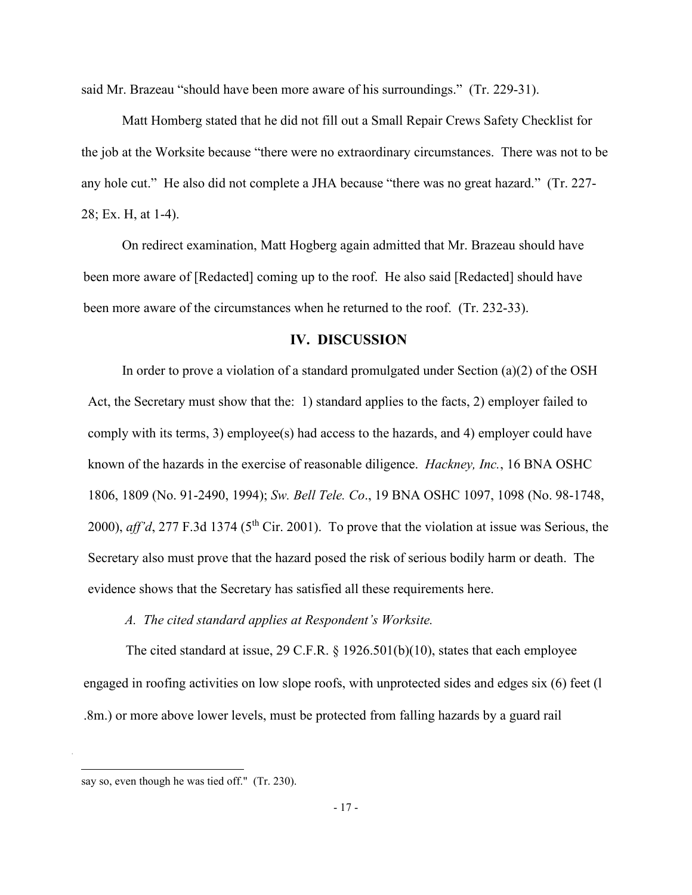said Mr. Brazeau “should have been more aware of his surroundings.” (Tr. 229-31).

Matt Homberg stated that he did not fill out a Small Repair Crews Safety Checklist for the job at the Worksite because “there were no extraordinary circumstances. There was not to be any hole cut.” He also did not complete a JHA because “there was no great hazard.” (Tr. 227-28; Ex. H, at 1-4).

On redirect examination, Matt Hogberg again admitted that Mr. Brazeau should have been more aware of [Redacted] coming up to the roof. He also said [Redacted] should have been more aware of the circumstances when he returned to the roof. (Tr. 232-33).

## IV. DISCUSSION

In order to prove a violation of a standard promulgated under Section (a)(2) of the OSH Act, the Secretary must show that the: 1) standard applies to the facts, 2) employer failed to comply with its terms, 3) employee(s) had access to the hazards, and 4) employer could have known of the hazards in the exercise of reasonable diligence. *Hackney, Inc.*, 16 BNA OSHC 1806, 1809 (No. 91-2490, 1994); *Sw. Bell Tele. Co*., 19 BNA OSHC 1097, 1098 (No. 98-1748, 2000), *aff'd*, 277 F.3d 1374 (5th Cir. 2001). To prove that the violation at issue was Serious, the Secretary also must prove that the hazard posed the risk of serious bodily harm or death. The evidence shows that the Secretary has satisfied all these requirements here.

*A. The cited standard applies at Respondent's Worksite.*

The cited standard at issue, 29 C.F.R. § 1926.501(b)(10), states that each employee engaged in roofing activities on low slope roofs, with unprotected sides and edges six (6) feet (l .8m.) or more above lower levels, must be protected from falling hazards by a guard rail

---

say so, even though he was tied off." (Tr. 230).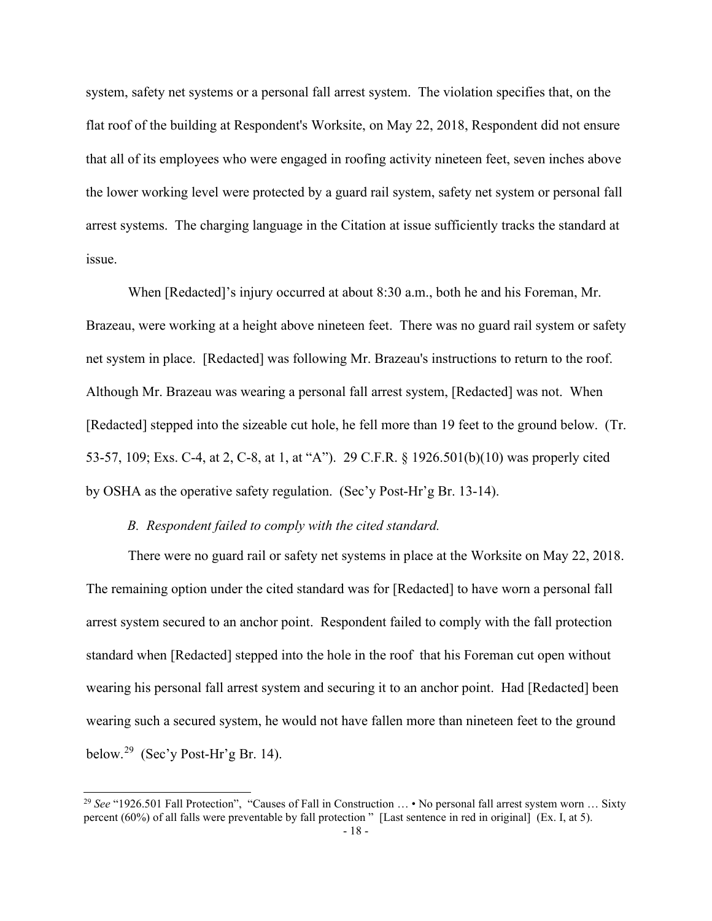system, safety net systems or a personal fall arrest system. The violation specifies that, on the flat roof of the building at Respondent's Worksite, on May 22, 2018, Respondent did not ensure that all of its employees who were engaged in roofing activity nineteen feet, seven inches above the lower working level were protected by a guard rail system, safety net system or personal fall arrest systems. The charging language in the Citation at issue sufficiently tracks the standard at issue.

When [Redacted]'s injury occurred at about 8:30 a.m., both he and his Foreman, Mr. Brazeau, were working at a height above nineteen feet. There was no guard rail system or safety net system in place. [Redacted] was following Mr. Brazeau's instructions to return to the roof. Although Mr. Brazeau was wearing a personal fall arrest system, [Redacted] was not. When [Redacted] stepped into the sizeable cut hole, he fell more than 19 feet to the ground below. (Tr. 53-57, 109; Exs. C-4, at 2, C-8, at 1, at "A"). 29 C.F.R. § 1926.501(b)(10) was properly cited by OSHA as the operative safety regulation. (Sec'y Post-Hr'g Br. 13-14).

*B. Respondent failed to comply with the cited standard.*

There were no guard rail or safety net systems in place at the Worksite on May 22, 2018. The remaining option under the cited standard was for [Redacted] to have worn a personal fall arrest system secured to an anchor point. Respondent failed to comply with the fall protection standard when [Redacted] stepped into the hole in the roof that his Foreman cut open without wearing his personal fall arrest system and securing it to an anchor point. Had [Redacted] been wearing such a secured system, he would not have fallen more than nineteen feet to the ground below.[29] (Sec'y Post-Hr'g Br. 14).

---

[29] *See* "1926.501 Fall Protection", "Causes of Fall in Construction … • No personal fall arrest system worn … Sixty percent (60%) of all falls were preventable by fall protection " [Last sentence in red in original] (Ex. I, at 5).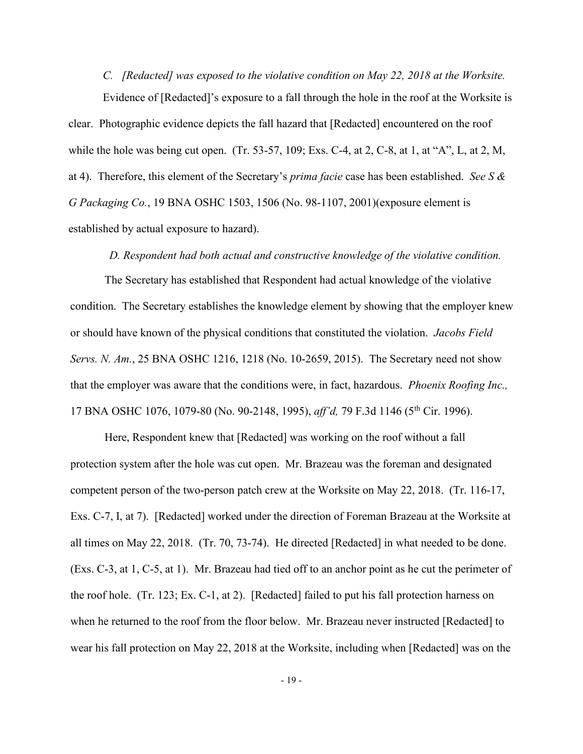*C. [Redacted] was exposed to the violative condition on May 22, 2018 at the Worksite.*

Evidence of [Redacted]'s exposure to a fall through the hole in the roof at the Worksite is clear. Photographic evidence depicts the fall hazard that [Redacted] encountered on the roof while the hole was being cut open. (Tr. 53-57, 109; Exs. C-4, at 2, C-8, at 1, at "A", L, at 2, M, at 4). Therefore, this element of the Secretary's *prima facie* case has been established. *See S & G Packaging Co.*, 19 BNA OSHC 1503, 1506 (No. 98-1107, 2001)(exposure element is established by actual exposure to hazard).

*D. Respondent had both actual and constructive knowledge of the violative condition.*

The Secretary has established that Respondent had actual knowledge of the violative condition. The Secretary establishes the knowledge element by showing that the employer knew or should have known of the physical conditions that constituted the violation. *Jacobs Field Servs. N. Am.*, 25 BNA OSHC 1216, 1218 (No. 10-2659, 2015). The Secretary need not show that the employer was aware that the conditions were, in fact, hazardous. *Phoenix Roofing Inc.,* 17 BNA OSHC 1076, 1079-80 (No. 90-2148, 1995), *aff'd,* 79 F.3d 1146 (5th Cir. 1996).

Here, Respondent knew that [Redacted] was working on the roof without a fall protection system after the hole was cut open. Mr. Brazeau was the foreman and designated competent person of the two-person patch crew at the Worksite on May 22, 2018. (Tr. 116-17, Exs. C-7, I, at 7). [Redacted] worked under the direction of Foreman Brazeau at the Worksite at all times on May 22, 2018. (Tr. 70, 73-74). He directed [Redacted] in what needed to be done. (Exs. C-3, at 1, C-5, at 1). Mr. Brazeau had tied off to an anchor point as he cut the perimeter of the roof hole. (Tr. 123; Ex. C-1, at 2). [Redacted] failed to put his fall protection harness on when he returned to the roof from the floor below. Mr. Brazeau never instructed [Redacted] to wear his fall protection on May 22, 2018 at the Worksite, including when [Redacted] was on the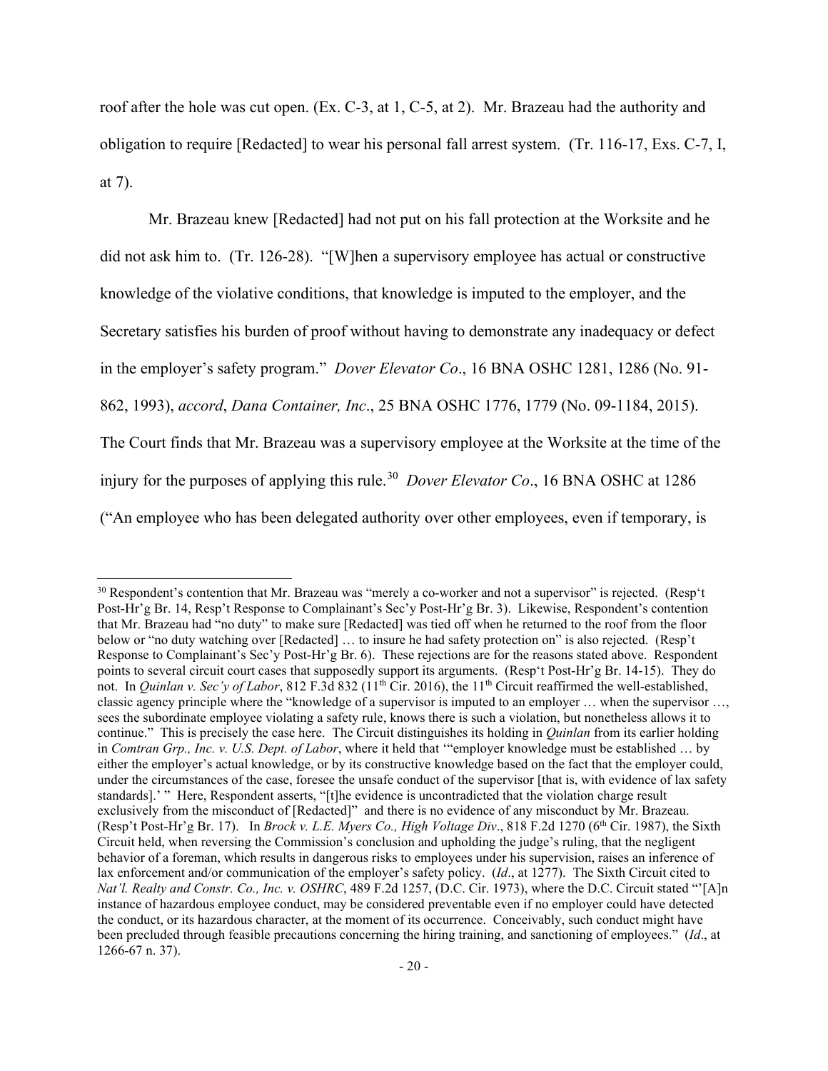roof after the hole was cut open. (Ex. C-3, at 1, C-5, at 2). Mr. Brazeau had the authority and obligation to require [Redacted] to wear his personal fall arrest system. (Tr. 116-17, Exs. C-7, I, at 7).

Mr. Brazeau knew [Redacted] had not put on his fall protection at the Worksite and he did not ask him to. (Tr. 126-28). "[W]hen a supervisory employee has actual or constructive knowledge of the violative conditions, that knowledge is imputed to the employer, and the Secretary satisfies his burden of proof without having to demonstrate any inadequacy or defect in the employer's safety program." *Dover Elevator Co*., 16 BNA OSHC 1281, 1286 (No. 91-862, 1993), *accord*, *Dana Container, Inc*., 25 BNA OSHC 1776, 1779 (No. 09-1184, 2015). The Court finds that Mr. Brazeau was a supervisory employee at the Worksite at the time of the injury for the purposes of applying this rule.[30] *Dover Elevator Co*., 16 BNA OSHC at 1286 ("An employee who has been delegated authority over other employees, even if temporary, is

---

[30] Respondent's contention that Mr. Brazeau was "merely a co-worker and not a supervisor" is rejected. (Resp't Post-Hr'g Br. 14, Resp't Response to Complainant's Sec'y Post-Hr'g Br. 3). Likewise, Respondent's contention that Mr. Brazeau had "no duty" to make sure [Redacted] was tied off when he returned to the roof from the floor below or "no duty watching over [Redacted] … to insure he had safety protection on" is also rejected. (Resp't Response to Complainant's Sec'y Post-Hr'g Br. 6). These rejections are for the reasons stated above. Respondent points to several circuit court cases that supposedly support its arguments. (Resp't Post-Hr'g Br. 14-15). They do not. In *Quinlan v. Sec'y of Labor*, 812 F.3d 832 (11th Cir. 2016), the 11th Circuit reaffirmed the well-established, classic agency principle where the "knowledge of a supervisor is imputed to an employer … when the supervisor …, sees the subordinate employee violating a safety rule, knows there is such a violation, but nonetheless allows it to continue." This is precisely the case here. The Circuit distinguishes its holding in *Quinlan* from its earlier holding in *Comtran Grp., Inc. v. U.S. Dept. of Labor*, where it held that '"employer knowledge must be established … by either the employer's actual knowledge, or by its constructive knowledge based on the fact that the employer could, under the circumstances of the case, foresee the unsafe conduct of the supervisor [that is, with evidence of lax safety standards].' " Here, Respondent asserts, "[t]he evidence is uncontradicted that the violation charge result exclusively from the misconduct of [Redacted]" and there is no evidence of any misconduct by Mr. Brazeau. (Resp't Post-Hr'g Br. 17). In *Brock v. L.E. Myers Co., High Voltage Div*., 818 F.2d 1270 (6th Cir. 1987), the Sixth Circuit held, when reversing the Commission's conclusion and upholding the judge's ruling, that the negligent behavior of a foreman, which results in dangerous risks to employees under his supervision, raises an inference of lax enforcement and/or communication of the employer's safety policy. (*Id*., at 1277). The Sixth Circuit cited to *Nat'l. Realty and Constr. Co., Inc. v. OSHRC*, 489 F.2d 1257, (D.C. Cir. 1973), where the D.C. Circuit stated "'[A]n instance of hazardous employee conduct, may be considered preventable even if no employer could have detected the conduct, or its hazardous character, at the moment of its occurrence. Conceivably, such conduct might have been precluded through feasible precautions concerning the hiring training, and sanctioning of employees." (*Id*., at 1266-67 n. 37).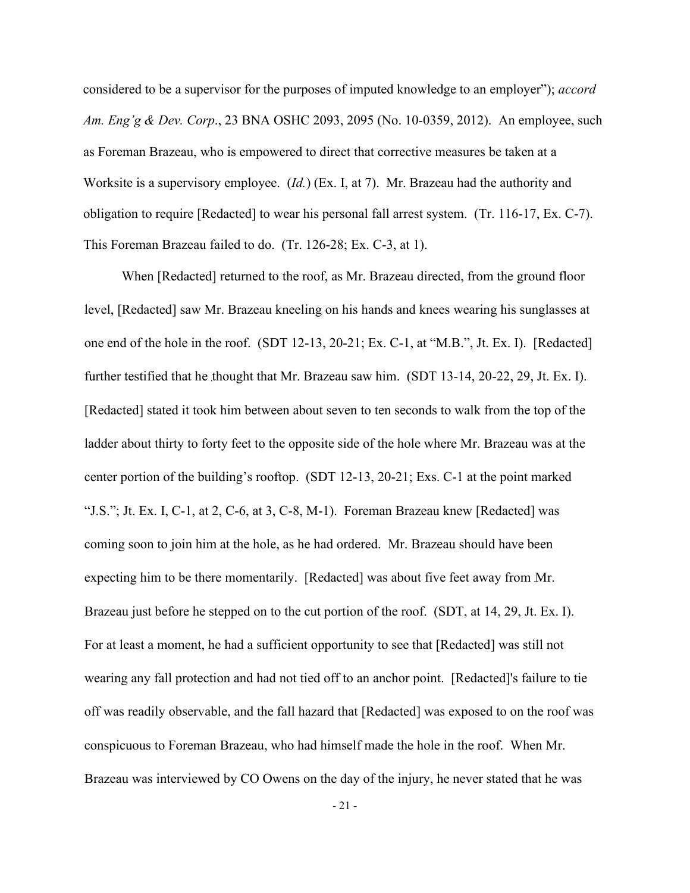considered to be a supervisor for the purposes of imputed knowledge to an employer"); *accord Am. Eng'g & Dev. Corp*., 23 BNA OSHC 2093, 2095 (No. 10-0359, 2012). An employee, such as Foreman Brazeau, who is empowered to direct that corrective measures be taken at a Worksite is a supervisory employee. (*Id.*) (Ex. I, at 7). Mr. Brazeau had the authority and obligation to require [Redacted] to wear his personal fall arrest system. (Tr. 116-17, Ex. C-7). This Foreman Brazeau failed to do. (Tr. 126-28; Ex. C-3, at 1).

When [Redacted] returned to the roof, as Mr. Brazeau directed, from the ground floor level, [Redacted] saw Mr. Brazeau kneeling on his hands and knees wearing his sunglasses at one end of the hole in the roof. (SDT 12-13, 20-21; Ex. C-1, at "M.B.", Jt. Ex. I). [Redacted] further testified that he thought that Mr. Brazeau saw him. (SDT 13-14, 20-22, 29, Jt. Ex. I). [Redacted] stated it took him between about seven to ten seconds to walk from the top of the ladder about thirty to forty feet to the opposite side of the hole where Mr. Brazeau was at the center portion of the building's rooftop. (SDT 12-13, 20-21; Exs. C-1 at the point marked "J.S."; Jt. Ex. I, C-1, at 2, C-6, at 3, C-8, M-1). Foreman Brazeau knew [Redacted] was coming soon to join him at the hole, as he had ordered. Mr. Brazeau should have been expecting him to be there momentarily. [Redacted] was about five feet away from Mr. Brazeau just before he stepped on to the cut portion of the roof. (SDT, at 14, 29, Jt. Ex. I). For at least a moment, he had a sufficient opportunity to see that [Redacted] was still not wearing any fall protection and had not tied off to an anchor point. [Redacted]'s failure to tie off was readily observable, and the fall hazard that [Redacted] was exposed to on the roof was conspicuous to Foreman Brazeau, who had himself made the hole in the roof. When Mr. Brazeau was interviewed by CO Owens on the day of the injury, he never stated that he was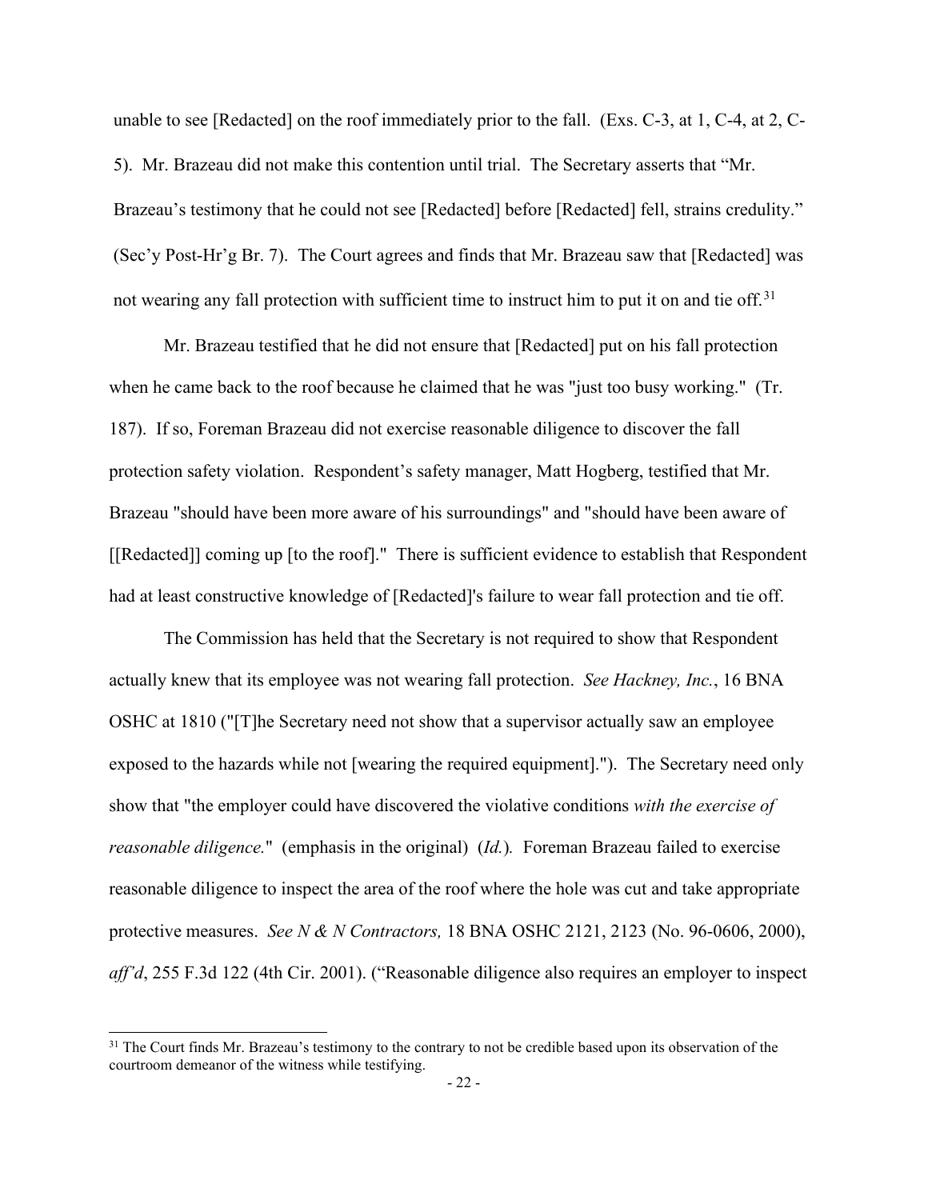unable to see [Redacted] on the roof immediately prior to the fall. (Exs. C-3, at 1, C-4, at 2, C-5). Mr. Brazeau did not make this contention until trial. The Secretary asserts that "Mr. Brazeau's testimony that he could not see [Redacted] before [Redacted] fell, strains credulity." (Sec'y Post-Hr'g Br. 7). The Court agrees and finds that Mr. Brazeau saw that [Redacted] was not wearing any fall protection with sufficient time to instruct him to put it on and tie off.[31]

Mr. Brazeau testified that he did not ensure that [Redacted] put on his fall protection when he came back to the roof because he claimed that he was "just too busy working." (Tr. 187). If so, Foreman Brazeau did not exercise reasonable diligence to discover the fall protection safety violation. Respondent's safety manager, Matt Hogberg, testified that Mr. Brazeau "should have been more aware of his surroundings" and "should have been aware of [[Redacted]] coming up [to the roof]." There is sufficient evidence to establish that Respondent had at least constructive knowledge of [Redacted]'s failure to wear fall protection and tie off.

The Commission has held that the Secretary is not required to show that Respondent actually knew that its employee was not wearing fall protection. *See Hackney, Inc.*, 16 BNA OSHC at 1810 ("[T]he Secretary need not show that a supervisor actually saw an employee exposed to the hazards while not [wearing the required equipment]."). The Secretary need only show that "the employer could have discovered the violative conditions *with the exercise of reasonable diligence.*" (emphasis in the original) (*Id.*). Foreman Brazeau failed to exercise reasonable diligence to inspect the area of the roof where the hole was cut and take appropriate protective measures. *See N & N Contractors,* 18 BNA OSHC 2121, 2123 (No. 96-0606, 2000), *aff'd*, 255 F.3d 122 (4th Cir. 2001). ("Reasonable diligence also requires an employer to inspect

---

[31] The Court finds Mr. Brazeau's testimony to the contrary to not be credible based upon its observation of the courtroom demeanor of the witness while testifying.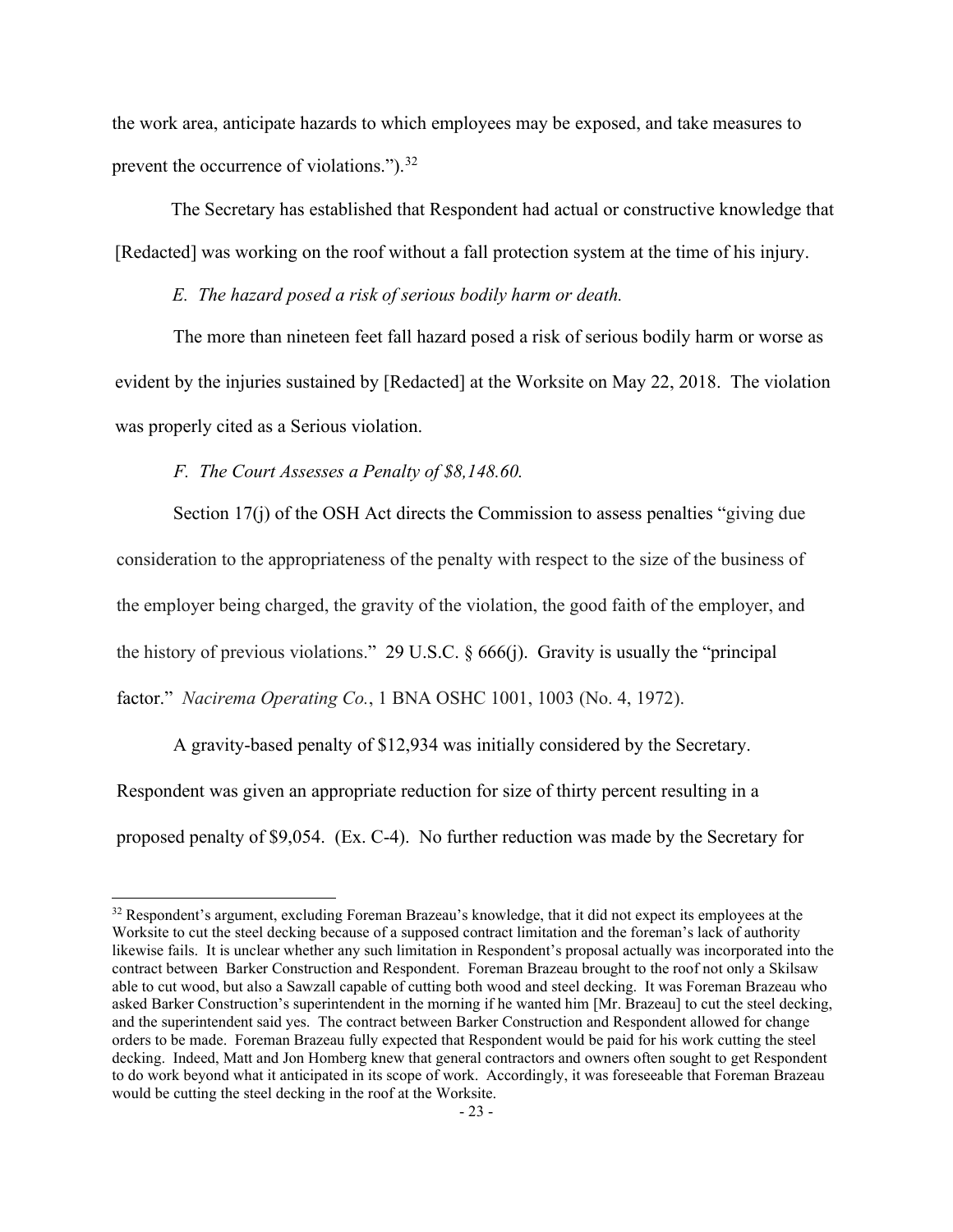the work area, anticipate hazards to which employees may be exposed, and take measures to prevent the occurrence of violations.").[32]

The Secretary has established that Respondent had actual or constructive knowledge that [Redacted] was working on the roof without a fall protection system at the time of his injury.

*E. The hazard posed a risk of serious bodily harm or death.*

The more than nineteen feet fall hazard posed a risk of serious bodily harm or worse as evident by the injuries sustained by [Redacted] at the Worksite on May 22, 2018. The violation was properly cited as a Serious violation.

*F. The Court Assesses a Penalty of $8,148.60.*

Section 17(j) of the OSH Act directs the Commission to assess penalties "giving due consideration to the appropriateness of the penalty with respect to the size of the business of the employer being charged, the gravity of the violation, the good faith of the employer, and the history of previous violations." 29 U.S.C. § 666(j). Gravity is usually the "principal factor." *Nacirema Operating Co.*, 1 BNA OSHC 1001, 1003 (No. 4, 1972).

A gravity-based penalty of $12,934 was initially considered by the Secretary. Respondent was given an appropriate reduction for size of thirty percent resulting in a proposed penalty of $9,054. (Ex. C-4). No further reduction was made by the Secretary for

---

[32] Respondent's argument, excluding Foreman Brazeau's knowledge, that it did not expect its employees at the Worksite to cut the steel decking because of a supposed contract limitation and the foreman's lack of authority likewise fails. It is unclear whether any such limitation in Respondent's proposal actually was incorporated into the contract between Barker Construction and Respondent. Foreman Brazeau brought to the roof not only a Skilsaw able to cut wood, but also a Sawzall capable of cutting both wood and steel decking. It was Foreman Brazeau who asked Barker Construction's superintendent in the morning if he wanted him [Mr. Brazeau] to cut the steel decking, and the superintendent said yes. The contract between Barker Construction and Respondent allowed for change orders to be made. Foreman Brazeau fully expected that Respondent would be paid for his work cutting the steel decking. Indeed, Matt and Jon Homberg knew that general contractors and owners often sought to get Respondent to do work beyond what it anticipated in its scope of work. Accordingly, it was foreseeable that Foreman Brazeau would be cutting the steel decking in the roof at the Worksite.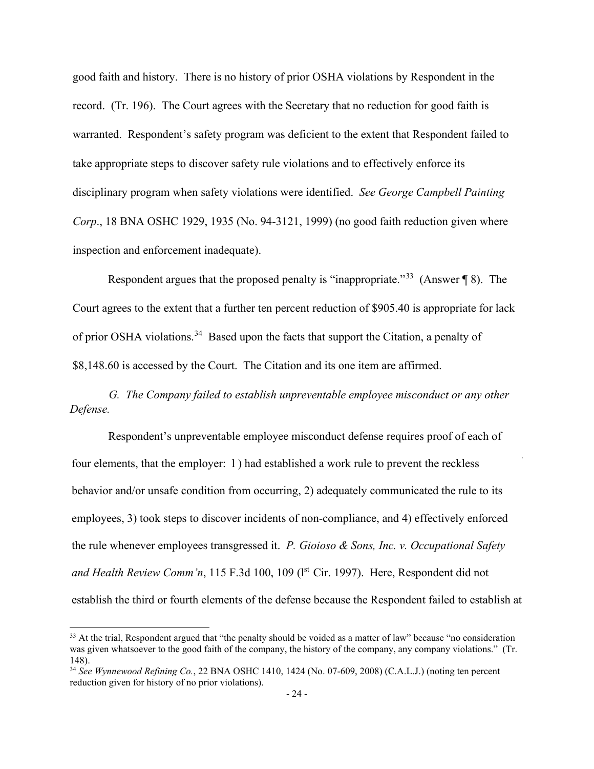good faith and history. There is no history of prior OSHA violations by Respondent in the record. (Tr. 196). The Court agrees with the Secretary that no reduction for good faith is warranted. Respondent's safety program was deficient to the extent that Respondent failed to take appropriate steps to discover safety rule violations and to effectively enforce its disciplinary program when safety violations were identified. *See George Campbell Painting Corp*., 18 BNA OSHC 1929, 1935 (No. 94-3121, 1999) (no good faith reduction given where inspection and enforcement inadequate).

Respondent argues that the proposed penalty is "inappropriate."[33] (Answer ¶ 8). The Court agrees to the extent that a further ten percent reduction of $905.40 is appropriate for lack of prior OSHA violations.[34] Based upon the facts that support the Citation, a penalty of $8,148.60 is accessed by the Court. The Citation and its one item are affirmed.

*G. The Company failed to establish unpreventable employee misconduct or any other Defense.*

Respondent's unpreventable employee misconduct defense requires proof of each of four elements, that the employer: 1) had established a work rule to prevent the reckless behavior and/or unsafe condition from occurring, 2) adequately communicated the rule to its employees, 3) took steps to discover incidents of non-compliance, and 4) effectively enforced the rule whenever employees transgressed it. *P. Gioioso & Sons, Inc. v. Occupational Safety and Health Review Comm'n*, 115 F.3d 100, 109 (1st Cir. 1997). Here, Respondent did not establish the third or fourth elements of the defense because the Respondent failed to establish at

---

[33] At the trial, Respondent argued that "the penalty should be voided as a matter of law" because "no consideration was given whatsoever to the good faith of the company, the history of the company, any company violations." (Tr. 148).

[34] *See Wynnewood Refining Co.*, 22 BNA OSHC 1410, 1424 (No. 07-609, 2008) (C.A.L.J.) (noting ten percent reduction given for history of no prior violations).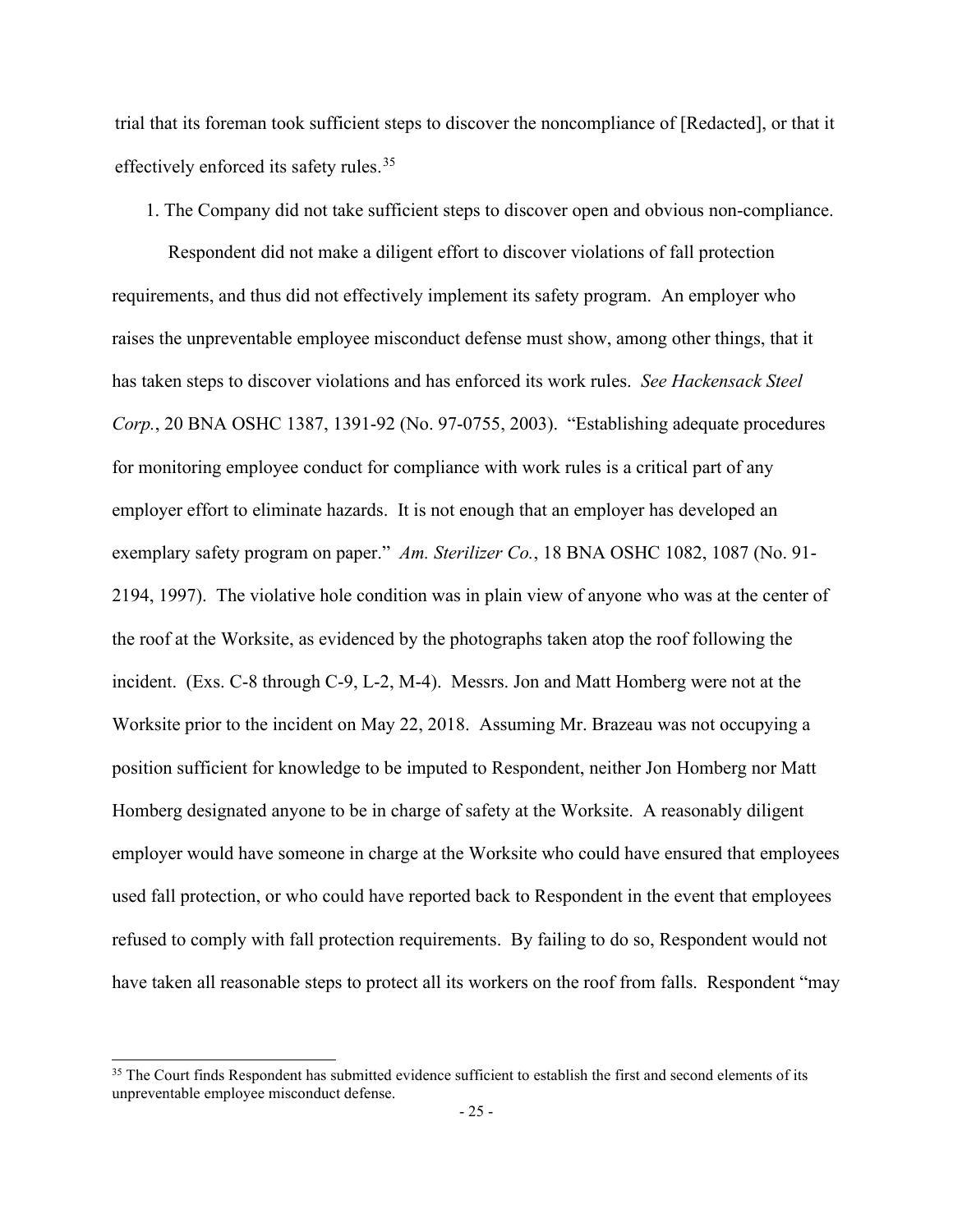trial that its foreman took sufficient steps to discover the noncompliance of [Redacted], or that it effectively enforced its safety rules.[35]

1. The Company did not take sufficient steps to discover open and obvious non-compliance.

Respondent did not make a diligent effort to discover violations of fall protection requirements, and thus did not effectively implement its safety program. An employer who raises the unpreventable employee misconduct defense must show, among other things, that it has taken steps to discover violations and has enforced its work rules. *See Hackensack Steel Corp.*, 20 BNA OSHC 1387, 1391-92 (No. 97-0755, 2003). "Establishing adequate procedures for monitoring employee conduct for compliance with work rules is a critical part of any employer effort to eliminate hazards. It is not enough that an employer has developed an exemplary safety program on paper." *Am. Sterilizer Co.*, 18 BNA OSHC 1082, 1087 (No. 91-2194, 1997). The violative hole condition was in plain view of anyone who was at the center of the roof at the Worksite, as evidenced by the photographs taken atop the roof following the incident. (Exs. C-8 through C-9, L-2, M-4). Messrs. Jon and Matt Homberg were not at the Worksite prior to the incident on May 22, 2018. Assuming Mr. Brazeau was not occupying a position sufficient for knowledge to be imputed to Respondent, neither Jon Homberg nor Matt Homberg designated anyone to be in charge of safety at the Worksite. A reasonably diligent employer would have someone in charge at the Worksite who could have ensured that employees used fall protection, or who could have reported back to Respondent in the event that employees refused to comply with fall protection requirements. By failing to do so, Respondent would not have taken all reasonable steps to protect all its workers on the roof from falls. Respondent "may

[35] The Court finds Respondent has submitted evidence sufficient to establish the first and second elements of its unpreventable employee misconduct defense.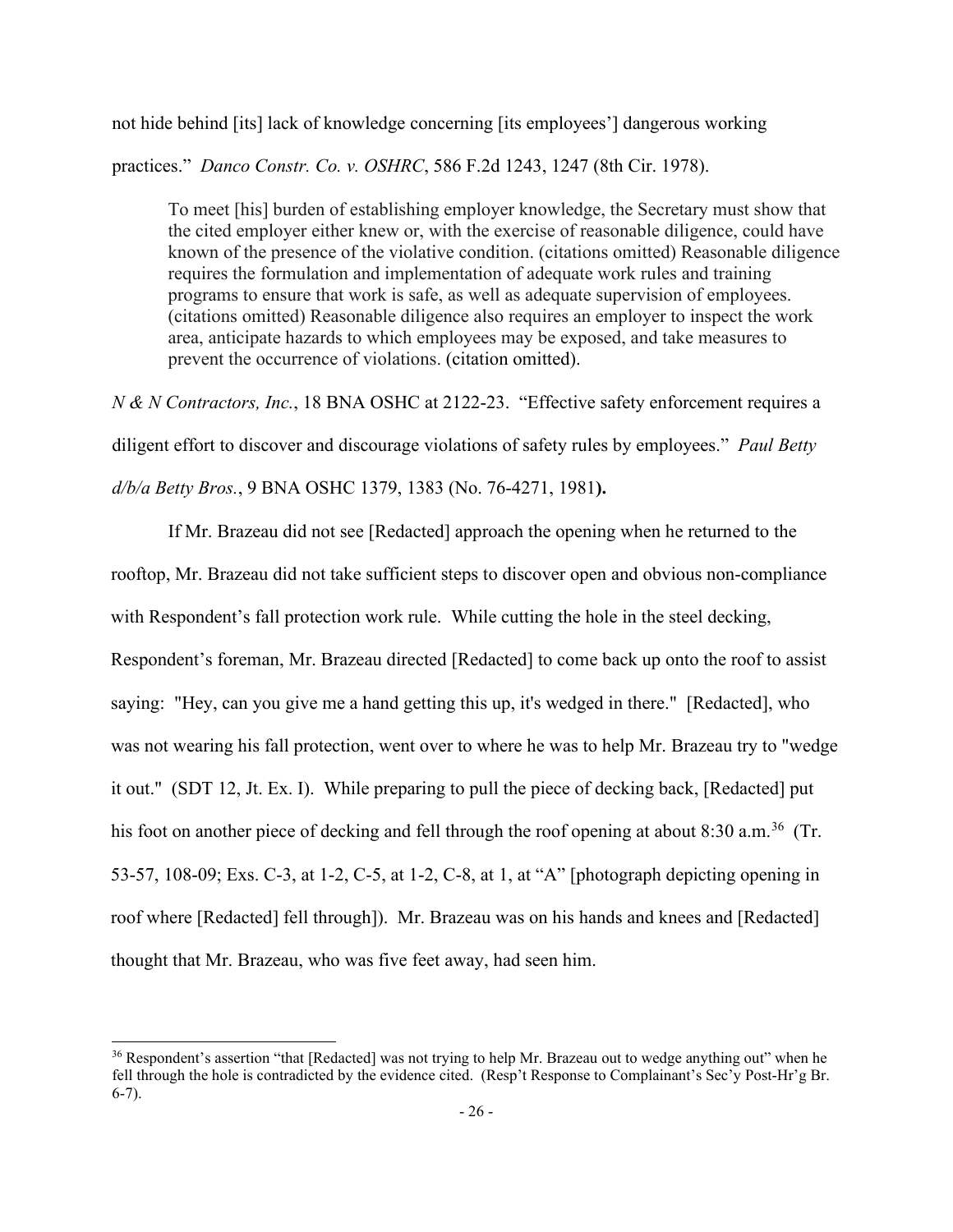not hide behind [its] lack of knowledge concerning [its employees'] dangerous working practices." *Danco Constr. Co. v. OSHRC*, 586 F.2d 1243, 1247 (8th Cir. 1978).

> To meet [his] burden of establishing employer knowledge, the Secretary must show that the cited employer either knew or, with the exercise of reasonable diligence, could have known of the presence of the violative condition. (citations omitted) Reasonable diligence requires the formulation and implementation of adequate work rules and training programs to ensure that work is safe, as well as adequate supervision of employees. (citations omitted) Reasonable diligence also requires an employer to inspect the work area, anticipate hazards to which employees may be exposed, and take measures to prevent the occurrence of violations. (citation omitted).

*N & N Contractors, Inc.*, 18 BNA OSHC at 2122-23. "Effective safety enforcement requires a diligent effort to discover and discourage violations of safety rules by employees." *Paul Betty d/b/a Betty Bros.*, 9 BNA OSHC 1379, 1383 (No. 76-4271, 1981**).**

If Mr. Brazeau did not see [Redacted] approach the opening when he returned to the rooftop, Mr. Brazeau did not take sufficient steps to discover open and obvious non-compliance with Respondent's fall protection work rule. While cutting the hole in the steel decking, Respondent's foreman, Mr. Brazeau directed [Redacted] to come back up onto the roof to assist saying: "Hey, can you give me a hand getting this up, it's wedged in there." [Redacted], who was not wearing his fall protection, went over to where he was to help Mr. Brazeau try to "wedge it out." (SDT 12, Jt. Ex. I). While preparing to pull the piece of decking back, [Redacted] put his foot on another piece of decking and fell through the roof opening at about 8:30 a.m.[36] (Tr. 53-57, 108-09; Exs. C-3, at 1-2, C-5, at 1-2, C-8, at 1, at "A" [photograph depicting opening in roof where [Redacted] fell through]). Mr. Brazeau was on his hands and knees and [Redacted] thought that Mr. Brazeau, who was five feet away, had seen him.

---

[36] Respondent's assertion "that [Redacted] was not trying to help Mr. Brazeau out to wedge anything out" when he fell through the hole is contradicted by the evidence cited. (Resp't Response to Complainant's Sec'y Post-Hr'g Br. 6-7).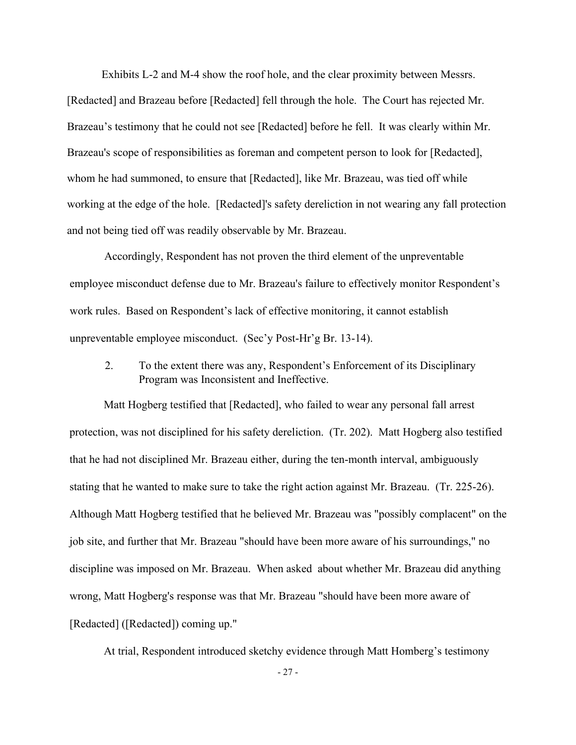Exhibits L-2 and M-4 show the roof hole, and the clear proximity between Messrs. [Redacted] and Brazeau before [Redacted] fell through the hole. The Court has rejected Mr. Brazeau's testimony that he could not see [Redacted] before he fell. It was clearly within Mr. Brazeau's scope of responsibilities as foreman and competent person to look for [Redacted], whom he had summoned, to ensure that [Redacted], like Mr. Brazeau, was tied off while working at the edge of the hole. [Redacted]'s safety dereliction in not wearing any fall protection and not being tied off was readily observable by Mr. Brazeau.

Accordingly, Respondent has not proven the third element of the unpreventable employee misconduct defense due to Mr. Brazeau's failure to effectively monitor Respondent's work rules. Based on Respondent's lack of effective monitoring, it cannot establish unpreventable employee misconduct. (Sec'y Post-Hr'g Br. 13-14).

2. To the extent there was any, Respondent's Enforcement of its Disciplinary Program was Inconsistent and Ineffective.

Matt Hogberg testified that [Redacted], who failed to wear any personal fall arrest protection, was not disciplined for his safety dereliction. (Tr. 202). Matt Hogberg also testified that he had not disciplined Mr. Brazeau either, during the ten-month interval, ambiguously stating that he wanted to make sure to take the right action against Mr. Brazeau. (Tr. 225-26). Although Matt Hogberg testified that he believed Mr. Brazeau was "possibly complacent" on the job site, and further that Mr. Brazeau "should have been more aware of his surroundings," no discipline was imposed on Mr. Brazeau. When asked about whether Mr. Brazeau did anything wrong, Matt Hogberg's response was that Mr. Brazeau "should have been more aware of [Redacted] ([Redacted]) coming up."

At trial, Respondent introduced sketchy evidence through Matt Homberg's testimony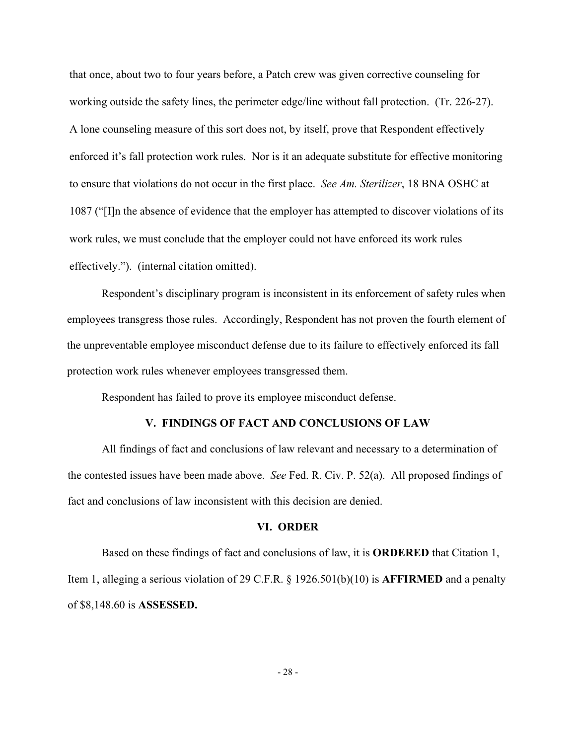that once, about two to four years before, a Patch crew was given corrective counseling for working outside the safety lines, the perimeter edge/line without fall protection. (Tr. 226-27). A lone counseling measure of this sort does not, by itself, prove that Respondent effectively enforced it's fall protection work rules. Nor is it an adequate substitute for effective monitoring to ensure that violations do not occur in the first place. *See Am. Sterilizer*, 18 BNA OSHC at 1087 ("[I]n the absence of evidence that the employer has attempted to discover violations of its work rules, we must conclude that the employer could not have enforced its work rules effectively."). (internal citation omitted).

Respondent's disciplinary program is inconsistent in its enforcement of safety rules when employees transgress those rules. Accordingly, Respondent has not proven the fourth element of the unpreventable employee misconduct defense due to its failure to effectively enforced its fall protection work rules whenever employees transgressed them.

Respondent has failed to prove its employee misconduct defense.

## V. FINDINGS OF FACT AND CONCLUSIONS OF LAW

All findings of fact and conclusions of law relevant and necessary to a determination of the contested issues have been made above. *See* Fed. R. Civ. P. 52(a). All proposed findings of fact and conclusions of law inconsistent with this decision are denied.

## VI. ORDER

Based on these findings of fact and conclusions of law, it is **ORDERED** that Citation 1, Item 1, alleging a serious violation of 29 C.F.R. § 1926.501(b)(10) is **AFFIRMED** and a penalty of $8,148.60 is **ASSESSED.**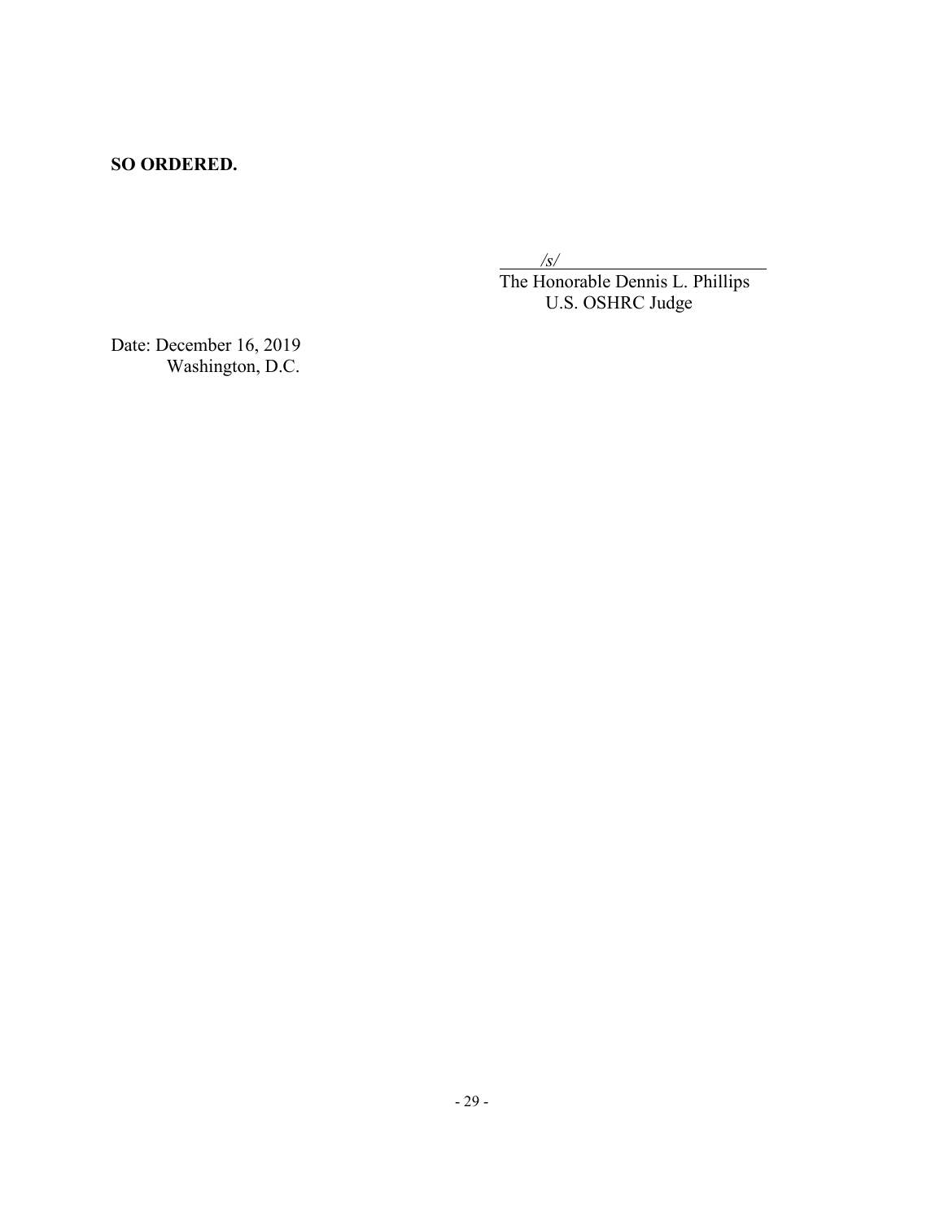**SO ORDERED.**

/s/

The Honorable Dennis L. Phillips
U.S. OSHRC Judge

Date: December 16, 2019
Washington, D.C.